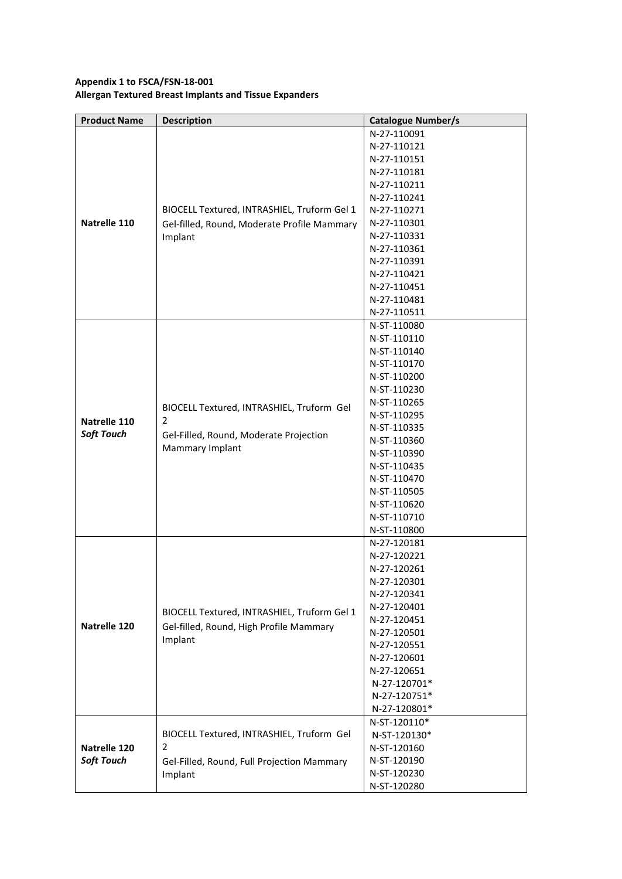**Appendix 1 to FSCA/FSN-18-001**
**Allergan Textured Breast Implants and Tissue Expanders**

| Product Name | Description | Catalogue Number/s |
| --- | --- | --- |
| **Natrelle 110** | BIOCELL Textured, INTRASHIEL, Truform Gel 1 Gel-filled, Round, Moderate Profile Mammary Implant | N-27-110091<br>N-27-110121<br>N-27-110151<br>N-27-110181<br>N-27-110211<br>N-27-110241<br>N-27-110271<br>N-27-110301<br>N-27-110331<br>N-27-110361<br>N-27-110391<br>N-27-110421<br>N-27-110451<br>N-27-110481<br>N-27-110511 |
| **Natrelle 110 *Soft Touch*** | BIOCELL Textured, INTRASHIEL, Truform Gel 2<br>Gel-Filled, Round, Moderate Projection Mammary Implant | N-ST-110080<br>N-ST-110110<br>N-ST-110140<br>N-ST-110170<br>N-ST-110200<br>N-ST-110230<br>N-ST-110265<br>N-ST-110295<br>N-ST-110335<br>N-ST-110360<br>N-ST-110390<br>N-ST-110435<br>N-ST-110470<br>N-ST-110505<br>N-ST-110620<br>N-ST-110710<br>N-ST-110800 |
| **Natrelle 120** | BIOCELL Textured, INTRASHIEL, Truform Gel 1 Gel-filled, Round, High Profile Mammary Implant | N-27-120181<br>N-27-120221<br>N-27-120261<br>N-27-120301<br>N-27-120341<br>N-27-120401<br>N-27-120451<br>N-27-120501<br>N-27-120551<br>N-27-120601<br>N-27-120651<br>N-27-120701*<br>N-27-120751*<br>N-27-120801* |
| **Natrelle 120 *Soft Touch*** | BIOCELL Textured, INTRASHIEL, Truform Gel 2<br>Gel-Filled, Round, Full Projection Mammary Implant | N-ST-120110*<br>N-ST-120130*<br>N-ST-120160<br>N-ST-120190<br>N-ST-120230<br>N-ST-120280 |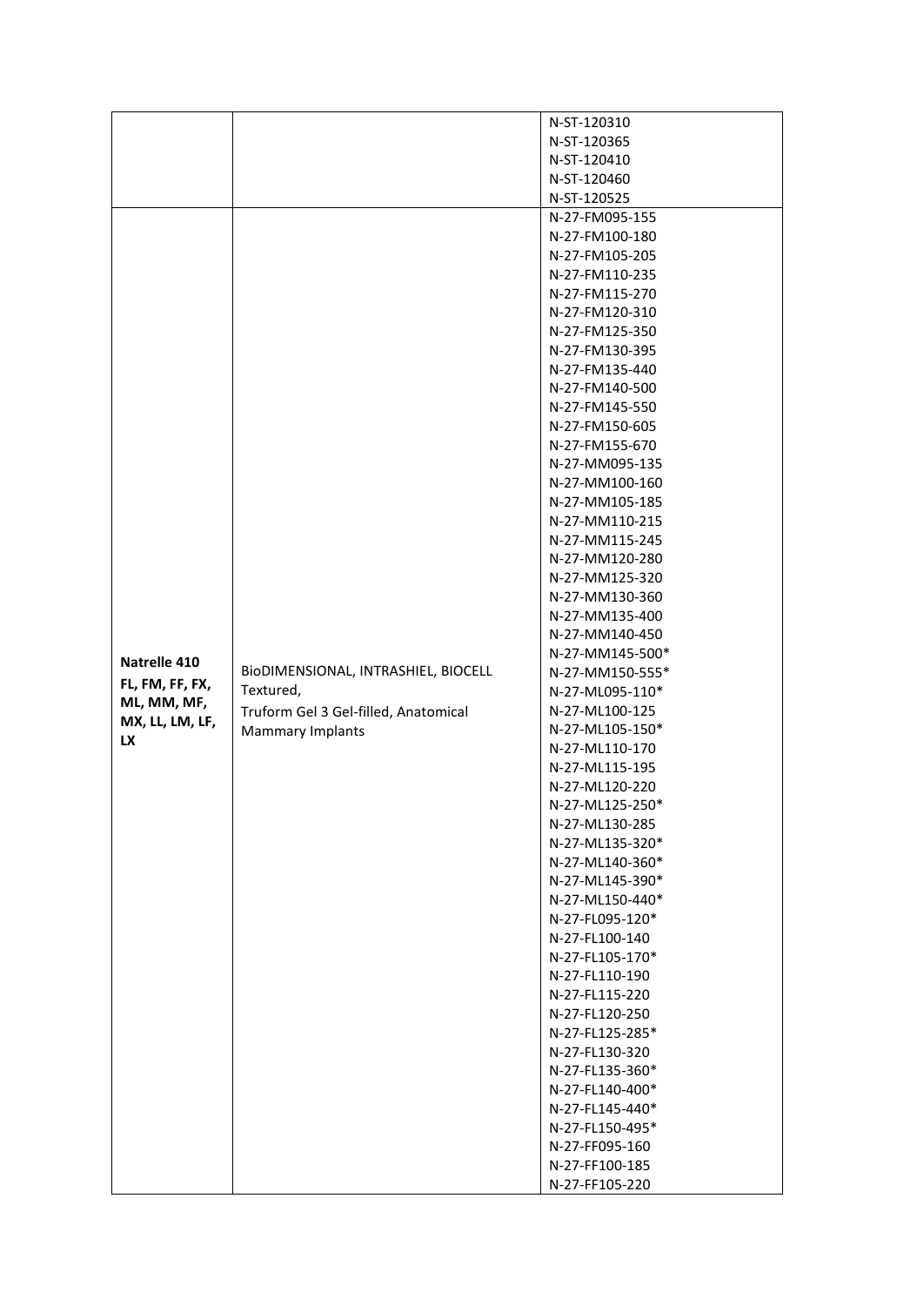| | | |
|---|---|---|
| | | N-ST-120310<br>N-ST-120365<br>N-ST-120410<br>N-ST-120460<br>N-ST-120525 |
| **Natrelle 410**<br>**FL, FM, FF, FX, ML, MM, MF, MX, LL, LM, LF, LX** | BioDIMENSIONAL, INTRASHIEL, BIOCELL Textured,<br>Truform Gel 3 Gel-filled, Anatomical Mammary Implants | N-27-FM095-155<br>N-27-FM100-180<br>N-27-FM105-205<br>N-27-FM110-235<br>N-27-FM115-270<br>N-27-FM120-310<br>N-27-FM125-350<br>N-27-FM130-395<br>N-27-FM135-440<br>N-27-FM140-500<br>N-27-FM145-550<br>N-27-FM150-605<br>N-27-FM155-670<br>N-27-MM095-135<br>N-27-MM100-160<br>N-27-MM105-185<br>N-27-MM110-215<br>N-27-MM115-245<br>N-27-MM120-280<br>N-27-MM125-320<br>N-27-MM130-360<br>N-27-MM135-400<br>N-27-MM140-450<br>N-27-MM145-500*<br>N-27-MM150-555*<br>N-27-ML095-110*<br>N-27-ML100-125<br>N-27-ML105-150*<br>N-27-ML110-170<br>N-27-ML115-195<br>N-27-ML120-220<br>N-27-ML125-250*<br>N-27-ML130-285<br>N-27-ML135-320*<br>N-27-ML140-360*<br>N-27-ML145-390*<br>N-27-ML150-440*<br>N-27-FL095-120*<br>N-27-FL100-140<br>N-27-FL105-170*<br>N-27-FL110-190<br>N-27-FL115-220<br>N-27-FL120-250<br>N-27-FL125-285*<br>N-27-FL130-320<br>N-27-FL135-360*<br>N-27-FL140-400*<br>N-27-FL145-440*<br>N-27-FL150-495*<br>N-27-FF095-160<br>N-27-FF100-185<br>N-27-FF105-220 |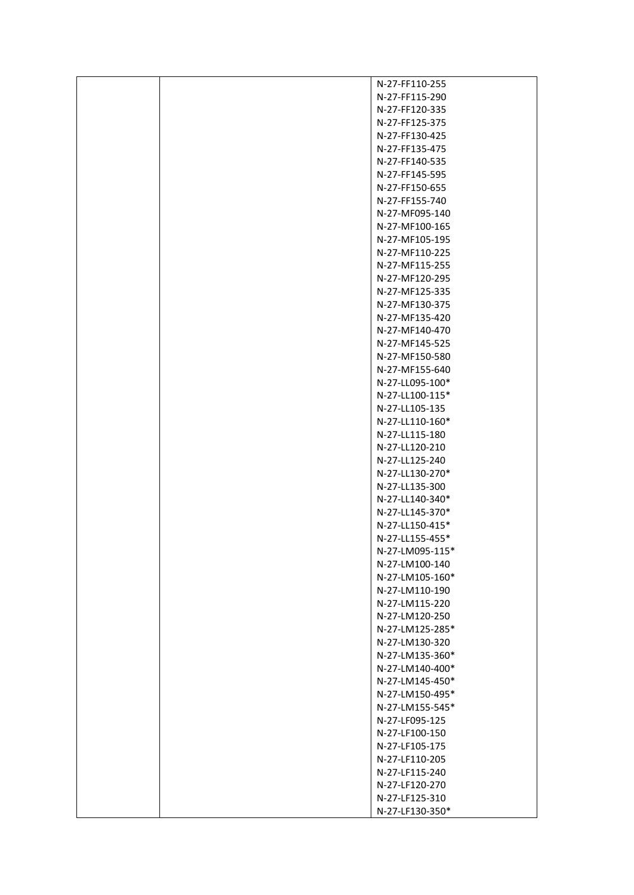| | | |
|---|---|---|
| | | N-27-FF110-255<br>N-27-FF115-290<br>N-27-FF120-335<br>N-27-FF125-375<br>N-27-FF130-425<br>N-27-FF135-475<br>N-27-FF140-535<br>N-27-FF145-595<br>N-27-FF150-655<br>N-27-FF155-740<br>N-27-MF095-140<br>N-27-MF100-165<br>N-27-MF105-195<br>N-27-MF110-225<br>N-27-MF115-255<br>N-27-MF120-295<br>N-27-MF125-335<br>N-27-MF130-375<br>N-27-MF135-420<br>N-27-MF140-470<br>N-27-MF145-525<br>N-27-MF150-580<br>N-27-MF155-640<br>N-27-LL095-100*<br>N-27-LL100-115*<br>N-27-LL105-135<br>N-27-LL110-160*<br>N-27-LL115-180<br>N-27-LL120-210<br>N-27-LL125-240<br>N-27-LL130-270*<br>N-27-LL135-300<br>N-27-LL140-340*<br>N-27-LL145-370*<br>N-27-LL150-415*<br>N-27-LL155-455*<br>N-27-LM095-115*<br>N-27-LM100-140<br>N-27-LM105-160*<br>N-27-LM110-190<br>N-27-LM115-220<br>N-27-LM120-250<br>N-27-LM125-285*<br>N-27-LM130-320<br>N-27-LM135-360*<br>N-27-LM140-400*<br>N-27-LM145-450*<br>N-27-LM150-495*<br>N-27-LM155-545*<br>N-27-LF095-125<br>N-27-LF100-150<br>N-27-LF105-175<br>N-27-LF110-205<br>N-27-LF115-240<br>N-27-LF120-270<br>N-27-LF125-310<br>N-27-LF130-350* |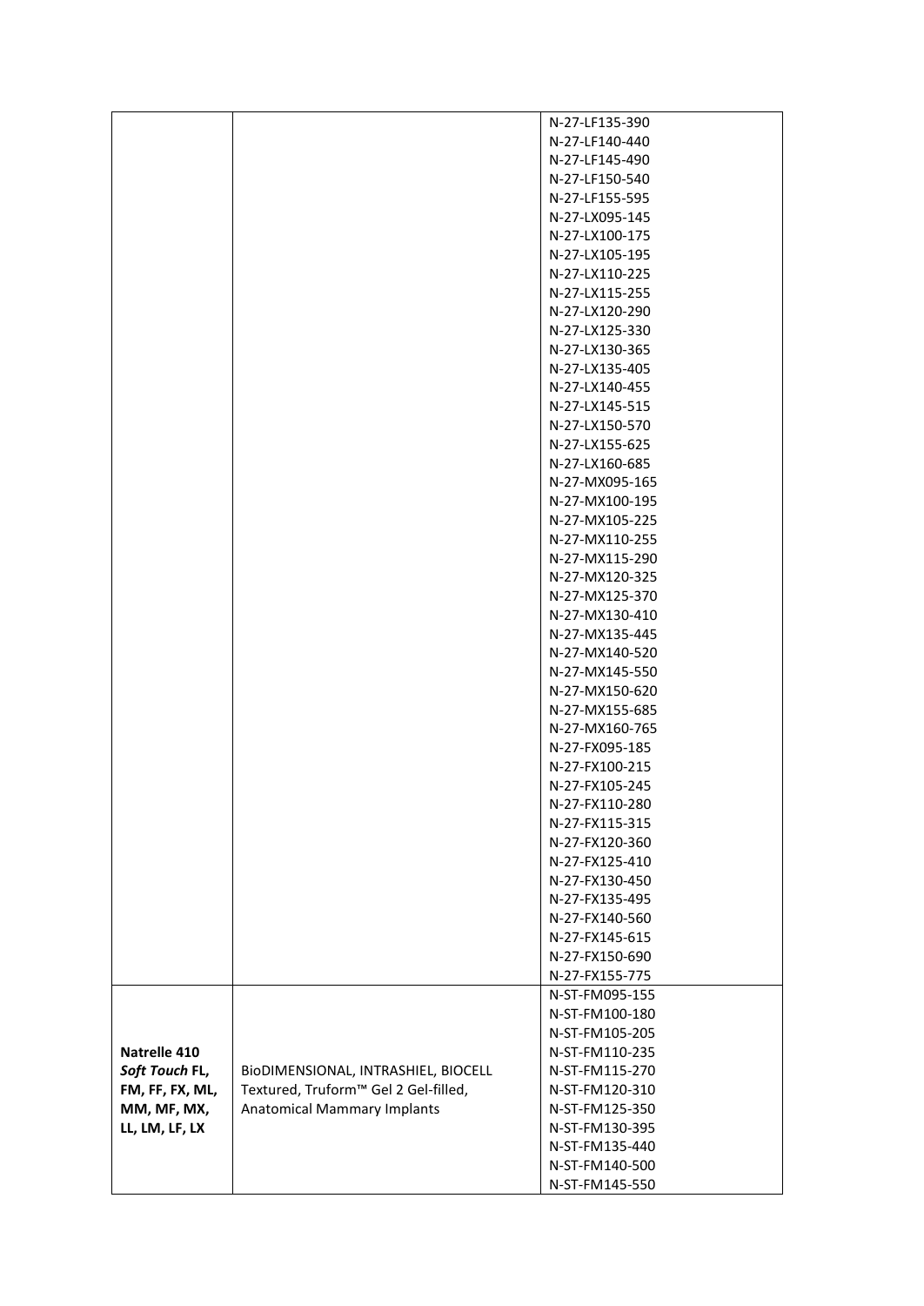| | | |
|---|---|---|
| | | N-27-LF135-390<br>N-27-LF140-440<br>N-27-LF145-490<br>N-27-LF150-540<br>N-27-LF155-595<br>N-27-LX095-145<br>N-27-LX100-175<br>N-27-LX105-195<br>N-27-LX110-225<br>N-27-LX115-255<br>N-27-LX120-290<br>N-27-LX125-330<br>N-27-LX130-365<br>N-27-LX135-405<br>N-27-LX140-455<br>N-27-LX145-515<br>N-27-LX150-570<br>N-27-LX155-625<br>N-27-LX160-685<br>N-27-MX095-165<br>N-27-MX100-195<br>N-27-MX105-225<br>N-27-MX110-255<br>N-27-MX115-290<br>N-27-MX120-325<br>N-27-MX125-370<br>N-27-MX130-410<br>N-27-MX135-445<br>N-27-MX140-520<br>N-27-MX145-550<br>N-27-MX150-620<br>N-27-MX155-685<br>N-27-MX160-765<br>N-27-FX095-185<br>N-27-FX100-215<br>N-27-FX105-245<br>N-27-FX110-280<br>N-27-FX115-315<br>N-27-FX120-360<br>N-27-FX125-410<br>N-27-FX130-450<br>N-27-FX135-495<br>N-27-FX140-560<br>N-27-FX145-615<br>N-27-FX150-690<br>N-27-FX155-775 |
| **Natrelle 410 *Soft Touch* FL, FM, FF, FX, ML, MM, MF, MX, LL, LM, LF, LX** | BioDIMENSIONAL, INTRASHIEL, BIOCELL Textured, Truform™ Gel 2 Gel-filled, Anatomical Mammary Implants | N-ST-FM095-155<br>N-ST-FM100-180<br>N-ST-FM105-205<br>N-ST-FM110-235<br>N-ST-FM115-270<br>N-ST-FM120-310<br>N-ST-FM125-350<br>N-ST-FM130-395<br>N-ST-FM135-440<br>N-ST-FM140-500<br>N-ST-FM145-550 |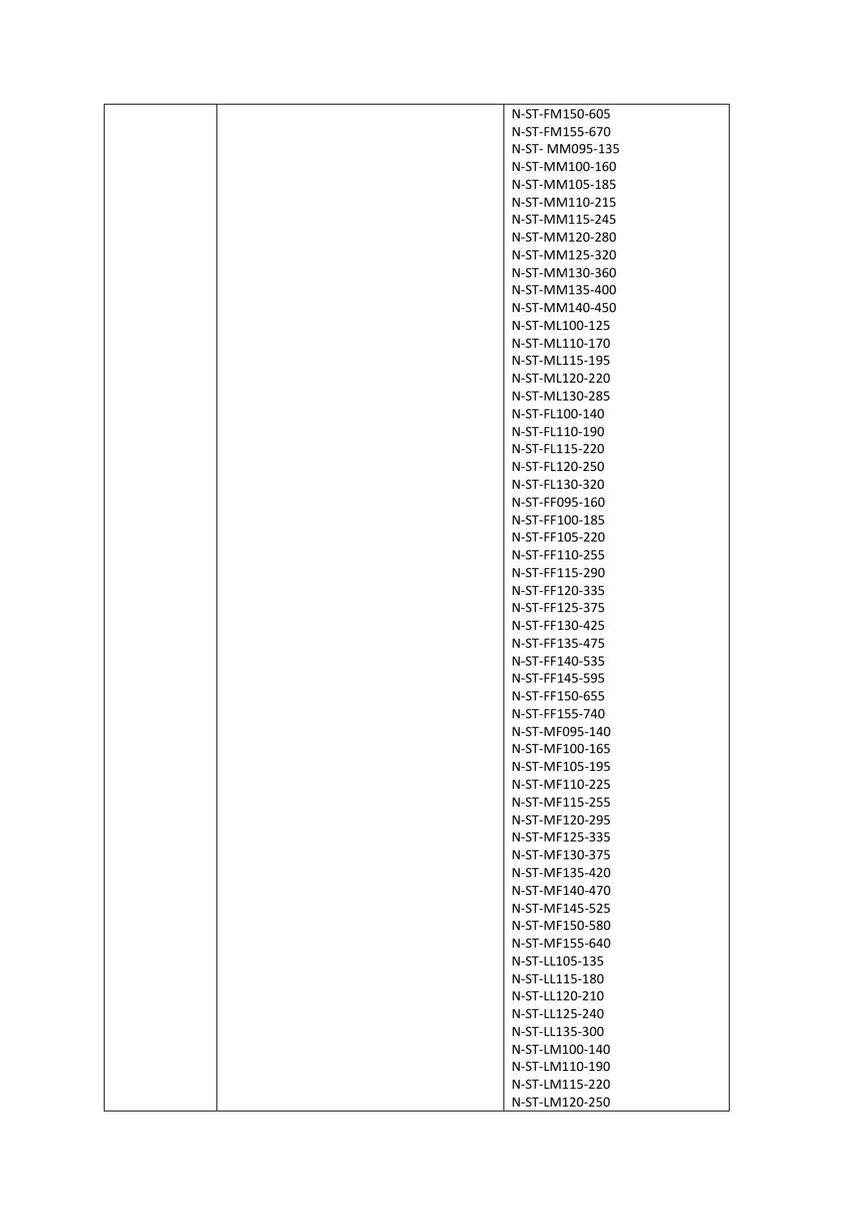| | | |
|---|---|---|
| | | N-ST-FM150-605<br>N-ST-FM155-670<br>N-ST- MM095-135<br>N-ST-MM100-160<br>N-ST-MM105-185<br>N-ST-MM110-215<br>N-ST-MM115-245<br>N-ST-MM120-280<br>N-ST-MM125-320<br>N-ST-MM130-360<br>N-ST-MM135-400<br>N-ST-MM140-450<br>N-ST-ML100-125<br>N-ST-ML110-170<br>N-ST-ML115-195<br>N-ST-ML120-220<br>N-ST-ML130-285<br>N-ST-FL100-140<br>N-ST-FL110-190<br>N-ST-FL115-220<br>N-ST-FL120-250<br>N-ST-FL130-320<br>N-ST-FF095-160<br>N-ST-FF100-185<br>N-ST-FF105-220<br>N-ST-FF110-255<br>N-ST-FF115-290<br>N-ST-FF120-335<br>N-ST-FF125-375<br>N-ST-FF130-425<br>N-ST-FF135-475<br>N-ST-FF140-535<br>N-ST-FF145-595<br>N-ST-FF150-655<br>N-ST-FF155-740<br>N-ST-MF095-140<br>N-ST-MF100-165<br>N-ST-MF105-195<br>N-ST-MF110-225<br>N-ST-MF115-255<br>N-ST-MF120-295<br>N-ST-MF125-335<br>N-ST-MF130-375<br>N-ST-MF135-420<br>N-ST-MF140-470<br>N-ST-MF145-525<br>N-ST-MF150-580<br>N-ST-MF155-640<br>N-ST-LL105-135<br>N-ST-LL115-180<br>N-ST-LL120-210<br>N-ST-LL125-240<br>N-ST-LL135-300<br>N-ST-LM100-140<br>N-ST-LM110-190<br>N-ST-LM115-220<br>N-ST-LM120-250 |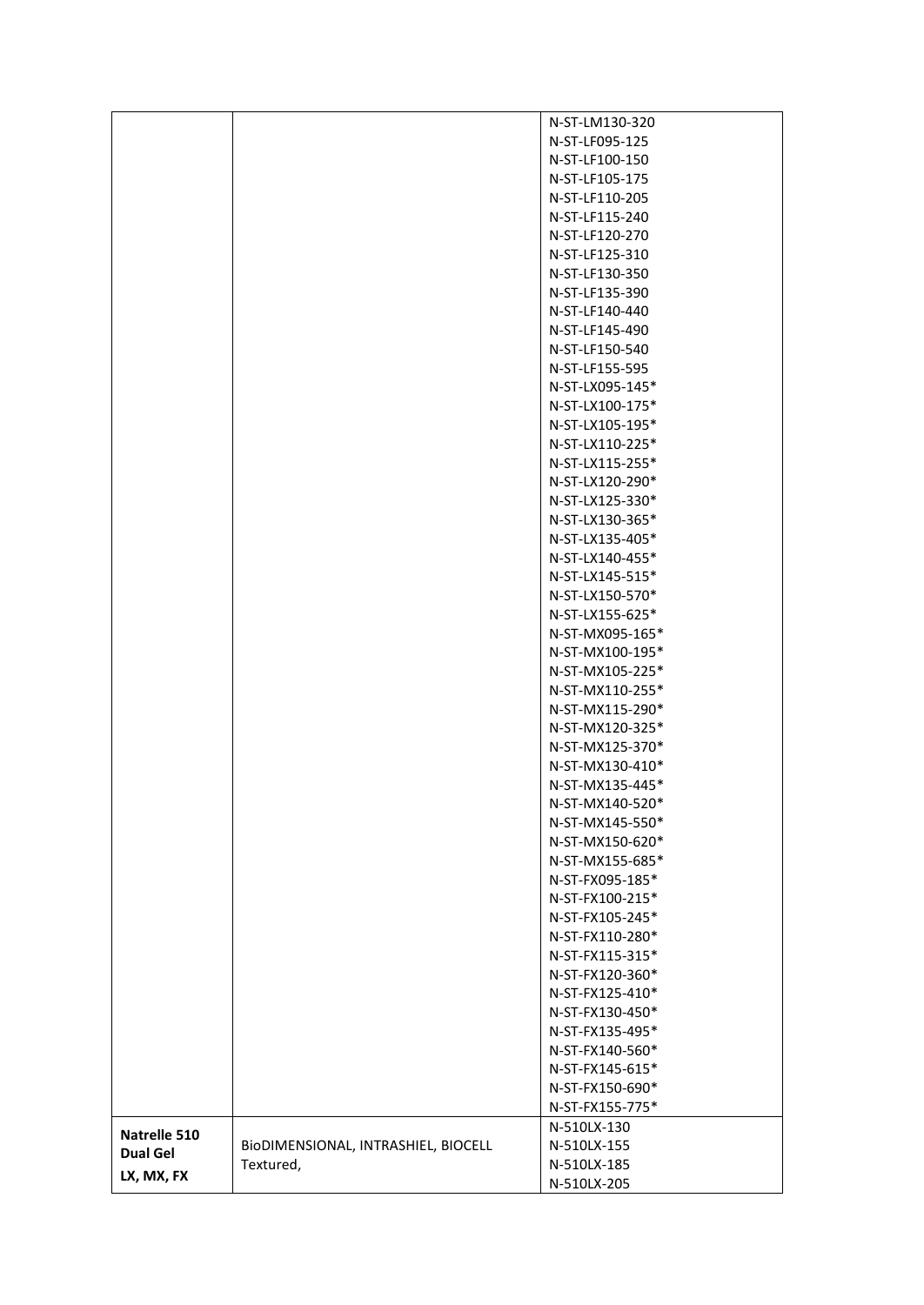| | | |
|---|---|---|
| | | N-ST-LM130-320 |
| | | N-ST-LF095-125 |
| | | N-ST-LF100-150 |
| | | N-ST-LF105-175 |
| | | N-ST-LF110-205 |
| | | N-ST-LF115-240 |
| | | N-ST-LF120-270 |
| | | N-ST-LF125-310 |
| | | N-ST-LF130-350 |
| | | N-ST-LF135-390 |
| | | N-ST-LF140-440 |
| | | N-ST-LF145-490 |
| | | N-ST-LF150-540 |
| | | N-ST-LF155-595 |
| | | N-ST-LX095-145* |
| | | N-ST-LX100-175* |
| | | N-ST-LX105-195* |
| | | N-ST-LX110-225* |
| | | N-ST-LX115-255* |
| | | N-ST-LX120-290* |
| | | N-ST-LX125-330* |
| | | N-ST-LX130-365* |
| | | N-ST-LX135-405* |
| | | N-ST-LX140-455* |
| | | N-ST-LX145-515* |
| | | N-ST-LX150-570* |
| | | N-ST-LX155-625* |
| | | N-ST-MX095-165* |
| | | N-ST-MX100-195* |
| | | N-ST-MX105-225* |
| | | N-ST-MX110-255* |
| | | N-ST-MX115-290* |
| | | N-ST-MX120-325* |
| | | N-ST-MX125-370* |
| | | N-ST-MX130-410* |
| | | N-ST-MX135-445* |
| | | N-ST-MX140-520* |
| | | N-ST-MX145-550* |
| | | N-ST-MX150-620* |
| | | N-ST-MX155-685* |
| | | N-ST-FX095-185* |
| | | N-ST-FX100-215* |
| | | N-ST-FX105-245* |
| | | N-ST-FX110-280* |
| | | N-ST-FX115-315* |
| | | N-ST-FX120-360* |
| | | N-ST-FX125-410* |
| | | N-ST-FX130-450* |
| | | N-ST-FX135-495* |
| | | N-ST-FX140-560* |
| | | N-ST-FX145-615* |
| | | N-ST-FX150-690* |
| | | N-ST-FX155-775* |
| **Natrelle 510 Dual Gel LX, MX, FX** | BioDIMENSIONAL, INTRASHIEL, BIOCELL Textured, | N-510LX-130<br>N-510LX-155<br>N-510LX-185<br>N-510LX-205 |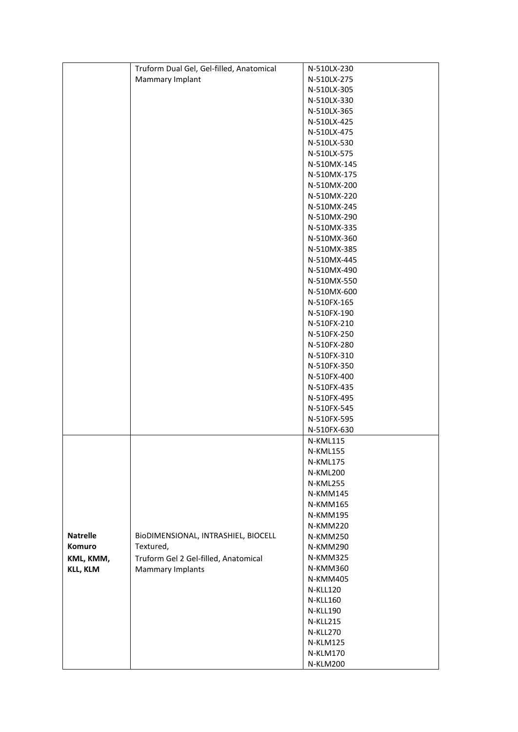|  |  |  |
|---|---|---|
|  | Truform Dual Gel, Gel-filled, Anatomical Mammary Implant | N-510LX-230<br>N-510LX-275<br>N-510LX-305<br>N-510LX-330<br>N-510LX-365<br>N-510LX-425<br>N-510LX-475<br>N-510LX-530<br>N-510LX-575<br>N-510MX-145<br>N-510MX-175<br>N-510MX-200<br>N-510MX-220<br>N-510MX-245<br>N-510MX-290<br>N-510MX-335<br>N-510MX-360<br>N-510MX-385<br>N-510MX-445<br>N-510MX-490<br>N-510MX-550<br>N-510MX-600<br>N-510FX-165<br>N-510FX-190<br>N-510FX-210<br>N-510FX-250<br>N-510FX-280<br>N-510FX-310<br>N-510FX-350<br>N-510FX-400<br>N-510FX-435<br>N-510FX-495<br>N-510FX-545<br>N-510FX-595<br>N-510FX-630 |
| **Natrelle Komuro KML, KMM, KLL, KLM** | BioDIMENSIONAL, INTRASHIEL, BIOCELL Textured, Truform Gel 2 Gel-filled, Anatomical Mammary Implants | N-KML115<br>N-KML155<br>N-KML175<br>N-KML200<br>N-KML255<br>N-KMM145<br>N-KMM165<br>N-KMM195<br>N-KMM220<br>N-KMM250<br>N-KMM290<br>N-KMM325<br>N-KMM360<br>N-KMM405<br>N-KLL120<br>N-KLL160<br>N-KLL190<br>N-KLL215<br>N-KLL270<br>N-KLM125<br>N-KLM170<br>N-KLM200 |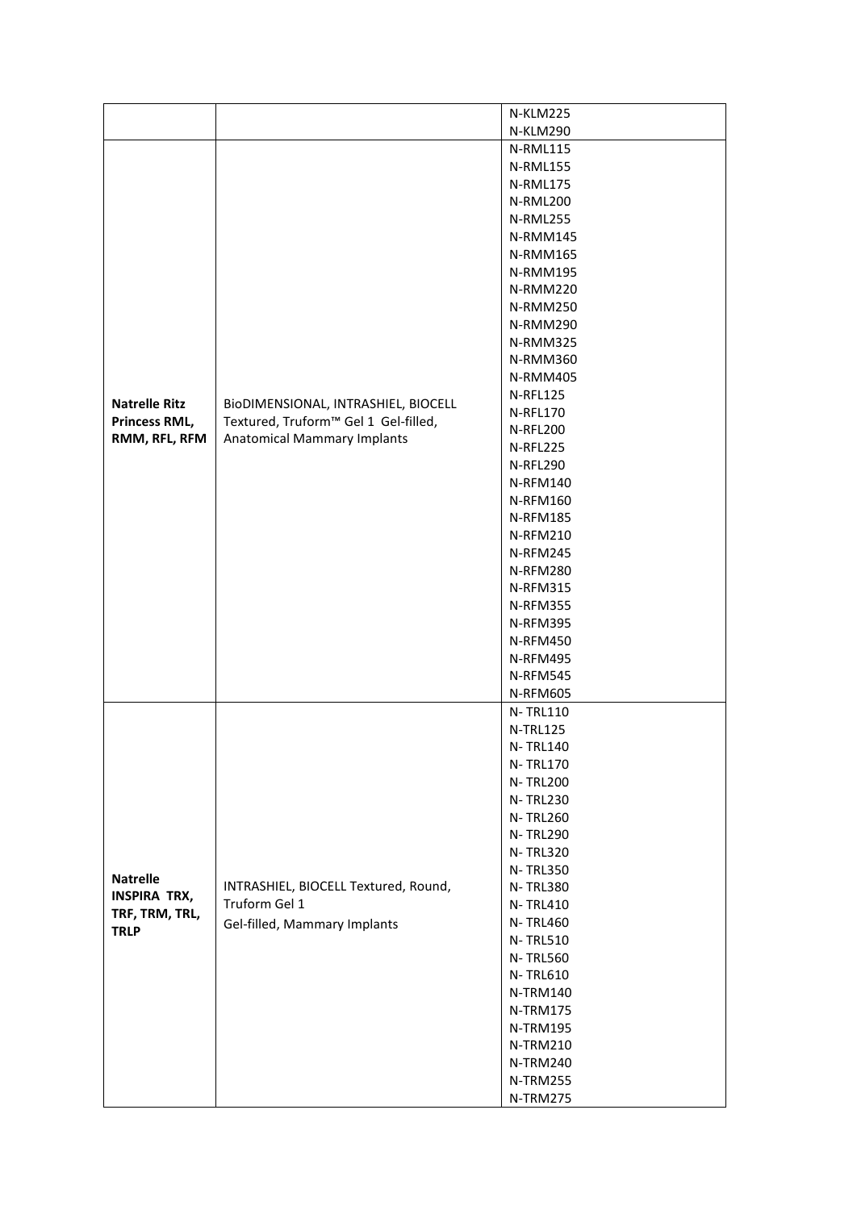| | | |
|---|---|---|
| | | N-KLM225<br>N-KLM290 |
| **Natrelle Ritz Princess RML, RMM, RFL, RFM** | BioDIMENSIONAL, INTRASHIEL, BIOCELL Textured, Truform™ Gel 1 Gel-filled, Anatomical Mammary Implants | N-RML115<br>N-RML155<br>N-RML175<br>N-RML200<br>N-RML255<br>N-RMM145<br>N-RMM165<br>N-RMM195<br>N-RMM220<br>N-RMM250<br>N-RMM290<br>N-RMM325<br>N-RMM360<br>N-RMM405<br>N-RFL125<br>N-RFL170<br>N-RFL200<br>N-RFL225<br>N-RFL290<br>N-RFM140<br>N-RFM160<br>N-RFM185<br>N-RFM210<br>N-RFM245<br>N-RFM280<br>N-RFM315<br>N-RFM355<br>N-RFM395<br>N-RFM450<br>N-RFM495<br>N-RFM545<br>N-RFM605 |
| **Natrelle INSPIRA TRX, TRF, TRM, TRL, TRLP** | INTRASHIEL, BIOCELL Textured, Round, Truform Gel 1 Gel-filled, Mammary Implants | N- TRL110<br>N-TRL125<br>N- TRL140<br>N- TRL170<br>N- TRL200<br>N- TRL230<br>N- TRL260<br>N- TRL290<br>N- TRL320<br>N- TRL350<br>N- TRL380<br>N- TRL410<br>N- TRL460<br>N- TRL510<br>N- TRL560<br>N- TRL610<br>N-TRM140<br>N-TRM175<br>N-TRM195<br>N-TRM210<br>N-TRM240<br>N-TRM255<br>N-TRM275 |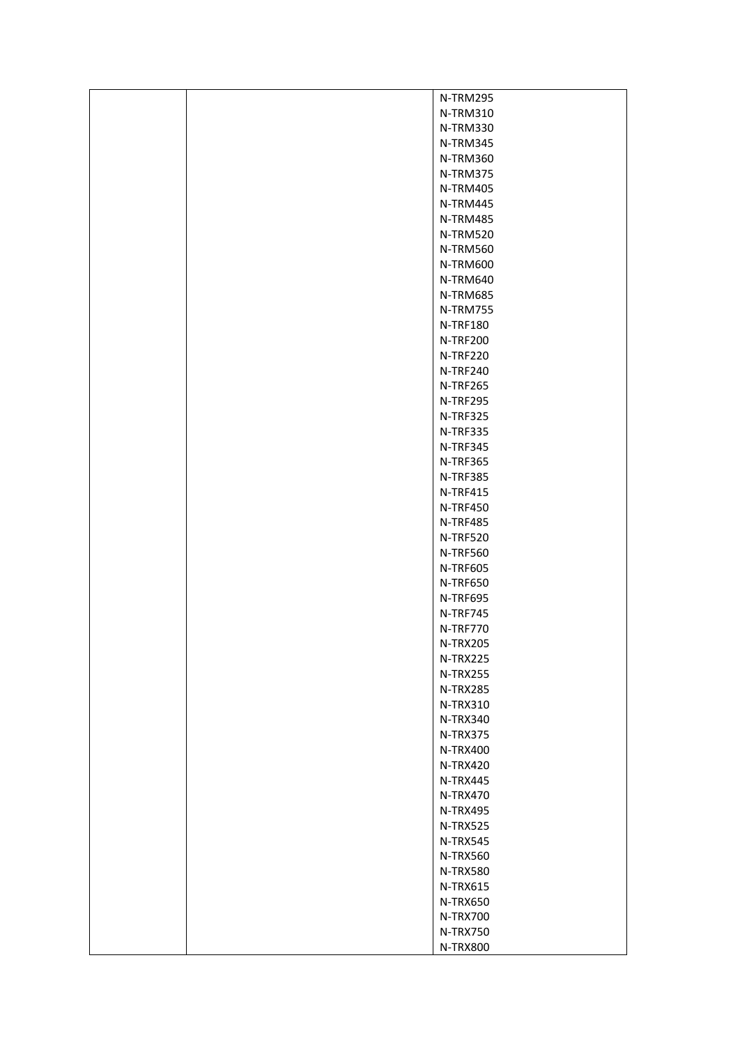| | | |
|---|---|---|
| | | N-TRM295 |
| | | N-TRM310 |
| | | N-TRM330 |
| | | N-TRM345 |
| | | N-TRM360 |
| | | N-TRM375 |
| | | N-TRM405 |
| | | N-TRM445 |
| | | N-TRM485 |
| | | N-TRM520 |
| | | N-TRM560 |
| | | N-TRM600 |
| | | N-TRM640 |
| | | N-TRM685 |
| | | N-TRM755 |
| | | N-TRF180 |
| | | N-TRF200 |
| | | N-TRF220 |
| | | N-TRF240 |
| | | N-TRF265 |
| | | N-TRF295 |
| | | N-TRF325 |
| | | N-TRF335 |
| | | N-TRF345 |
| | | N-TRF365 |
| | | N-TRF385 |
| | | N-TRF415 |
| | | N-TRF450 |
| | | N-TRF485 |
| | | N-TRF520 |
| | | N-TRF560 |
| | | N-TRF605 |
| | | N-TRF650 |
| | | N-TRF695 |
| | | N-TRF745 |
| | | N-TRF770 |
| | | N-TRX205 |
| | | N-TRX225 |
| | | N-TRX255 |
| | | N-TRX285 |
| | | N-TRX310 |
| | | N-TRX340 |
| | | N-TRX375 |
| | | N-TRX400 |
| | | N-TRX420 |
| | | N-TRX445 |
| | | N-TRX470 |
| | | N-TRX495 |
| | | N-TRX525 |
| | | N-TRX545 |
| | | N-TRX560 |
| | | N-TRX580 |
| | | N-TRX615 |
| | | N-TRX650 |
| | | N-TRX700 |
| | | N-TRX750 |
| | | N-TRX800 |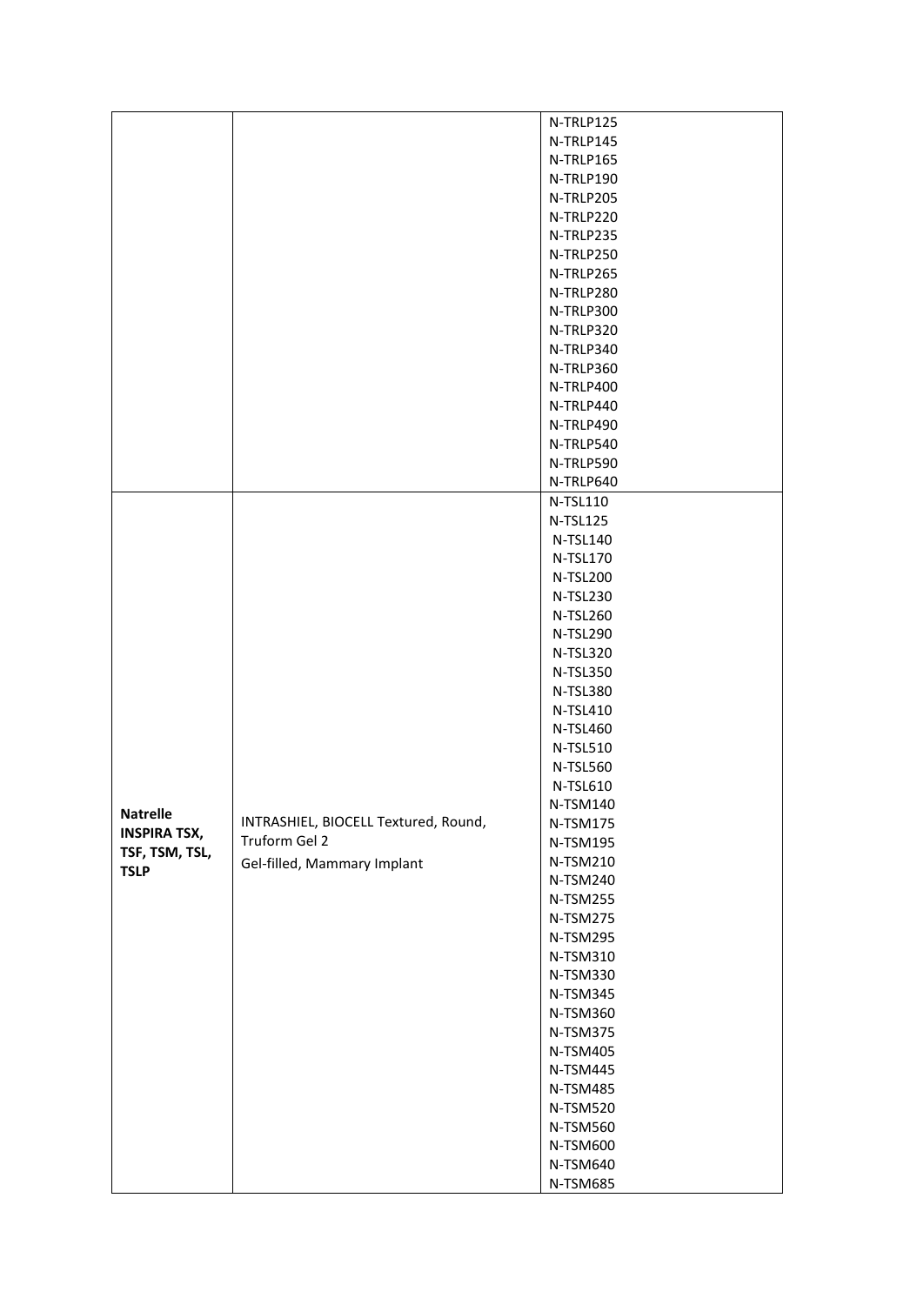| | | |
|---|---|---|
| | | N-TRLP125<br>N-TRLP145<br>N-TRLP165<br>N-TRLP190<br>N-TRLP205<br>N-TRLP220<br>N-TRLP235<br>N-TRLP250<br>N-TRLP265<br>N-TRLP280<br>N-TRLP300<br>N-TRLP320<br>N-TRLP340<br>N-TRLP360<br>N-TRLP400<br>N-TRLP440<br>N-TRLP490<br>N-TRLP540<br>N-TRLP590<br>N-TRLP640 |
| **Natrelle INSPIRA TSX, TSF, TSM, TSL, TSLP** | INTRASHIEL, BIOCELL Textured, Round, Truform Gel 2<br>Gel-filled, Mammary Implant | N-TSL110<br>N-TSL125<br>N-TSL140<br>N-TSL170<br>N-TSL200<br>N-TSL230<br>N-TSL260<br>N-TSL290<br>N-TSL320<br>N-TSL350<br>N-TSL380<br>N-TSL410<br>N-TSL460<br>N-TSL510<br>N-TSL560<br>N-TSL610<br>N-TSM140<br>N-TSM175<br>N-TSM195<br>N-TSM210<br>N-TSM240<br>N-TSM255<br>N-TSM275<br>N-TSM295<br>N-TSM310<br>N-TSM330<br>N-TSM345<br>N-TSM360<br>N-TSM375<br>N-TSM405<br>N-TSM445<br>N-TSM485<br>N-TSM520<br>N-TSM560<br>N-TSM600<br>N-TSM640<br>N-TSM685 |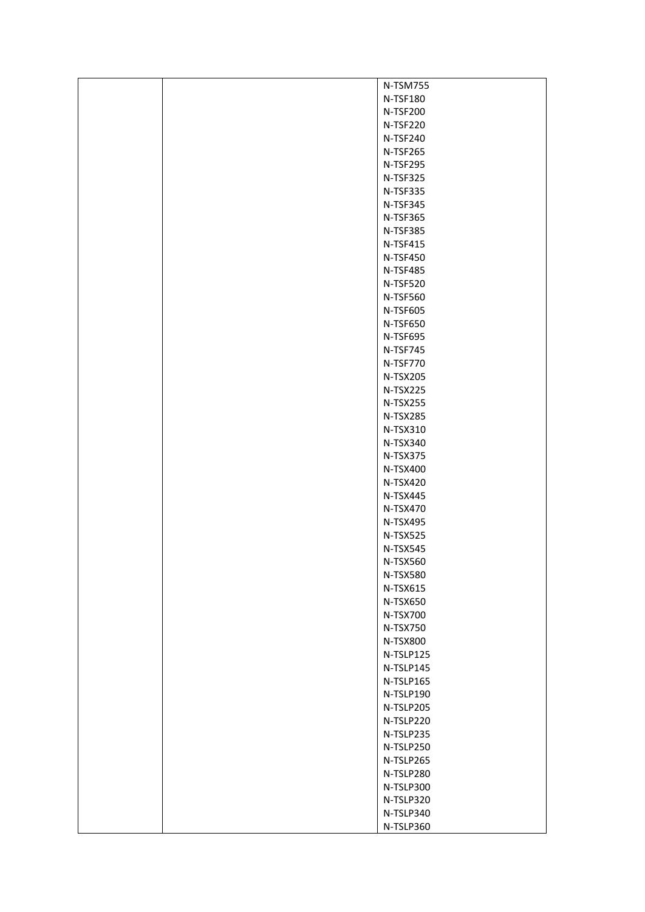| | | |
|---|---|---|
| | | N-TSM755<br>N-TSF180<br>N-TSF200<br>N-TSF220<br>N-TSF240<br>N-TSF265<br>N-TSF295<br>N-TSF325<br>N-TSF335<br>N-TSF345<br>N-TSF365<br>N-TSF385<br>N-TSF415<br>N-TSF450<br>N-TSF485<br>N-TSF520<br>N-TSF560<br>N-TSF605<br>N-TSF650<br>N-TSF695<br>N-TSF745<br>N-TSF770<br>N-TSX205<br>N-TSX225<br>N-TSX255<br>N-TSX285<br>N-TSX310<br>N-TSX340<br>N-TSX375<br>N-TSX400<br>N-TSX420<br>N-TSX445<br>N-TSX470<br>N-TSX495<br>N-TSX525<br>N-TSX545<br>N-TSX560<br>N-TSX580<br>N-TSX615<br>N-TSX650<br>N-TSX700<br>N-TSX750<br>N-TSX800<br>N-TSLP125<br>N-TSLP145<br>N-TSLP165<br>N-TSLP190<br>N-TSLP205<br>N-TSLP220<br>N-TSLP235<br>N-TSLP250<br>N-TSLP265<br>N-TSLP280<br>N-TSLP300<br>N-TSLP320<br>N-TSLP340<br>N-TSLP360 |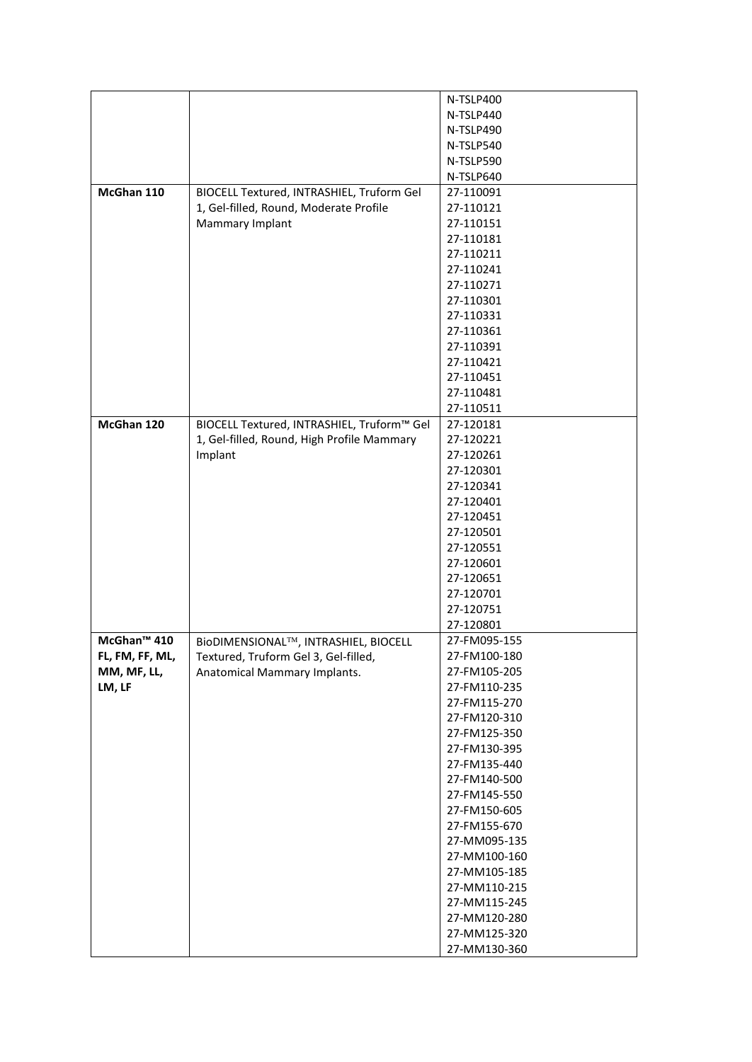| | | |
|---|---|---|
| | | N-TSLP400<br>N-TSLP440<br>N-TSLP490<br>N-TSLP540<br>N-TSLP590<br>N-TSLP640 |
| **McGhan 110** | BIOCELL Textured, INTRASHIEL, Truform Gel 1, Gel-filled, Round, Moderate Profile Mammary Implant | 27-110091<br>27-110121<br>27-110151<br>27-110181<br>27-110211<br>27-110241<br>27-110271<br>27-110301<br>27-110331<br>27-110361<br>27-110391<br>27-110421<br>27-110451<br>27-110481<br>27-110511 |
| **McGhan 120** | BIOCELL Textured, INTRASHIEL, Truform™ Gel 1, Gel-filled, Round, High Profile Mammary Implant | 27-120181<br>27-120221<br>27-120261<br>27-120301<br>27-120341<br>27-120401<br>27-120451<br>27-120501<br>27-120551<br>27-120601<br>27-120651<br>27-120701<br>27-120751<br>27-120801 |
| **McGhan™ 410 FL, FM, FF, ML, MM, MF, LL, LM, LF** | BioDIMENSIONAL™, INTRASHIEL, BIOCELL Textured, Truform Gel 3, Gel-filled, Anatomical Mammary Implants. | 27-FM095-155<br>27-FM100-180<br>27-FM105-205<br>27-FM110-235<br>27-FM115-270<br>27-FM120-310<br>27-FM125-350<br>27-FM130-395<br>27-FM135-440<br>27-FM140-500<br>27-FM145-550<br>27-FM150-605<br>27-FM155-670<br>27-MM095-135<br>27-MM100-160<br>27-MM105-185<br>27-MM110-215<br>27-MM115-245<br>27-MM120-280<br>27-MM125-320<br>27-MM130-360 |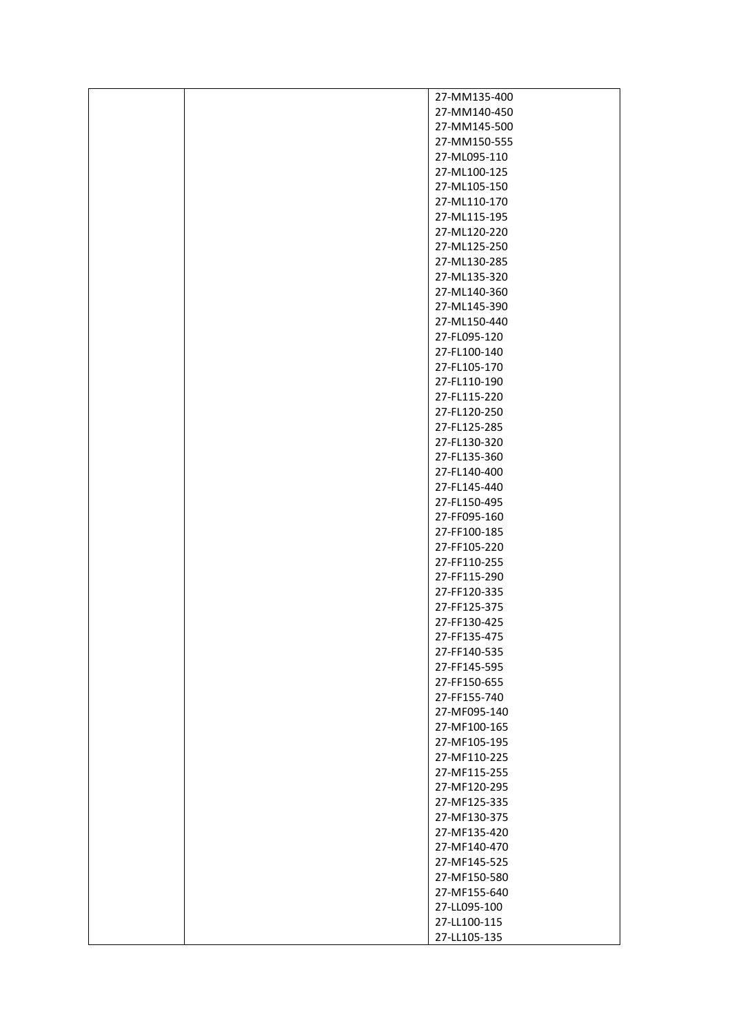| | | |
|---|---|---|
| | | 27-MM135-400<br>27-MM140-450<br>27-MM145-500<br>27-MM150-555<br>27-ML095-110<br>27-ML100-125<br>27-ML105-150<br>27-ML110-170<br>27-ML115-195<br>27-ML120-220<br>27-ML125-250<br>27-ML130-285<br>27-ML135-320<br>27-ML140-360<br>27-ML145-390<br>27-ML150-440<br>27-FL095-120<br>27-FL100-140<br>27-FL105-170<br>27-FL110-190<br>27-FL115-220<br>27-FL120-250<br>27-FL125-285<br>27-FL130-320<br>27-FL135-360<br>27-FL140-400<br>27-FL145-440<br>27-FL150-495<br>27-FF095-160<br>27-FF100-185<br>27-FF105-220<br>27-FF110-255<br>27-FF115-290<br>27-FF120-335<br>27-FF125-375<br>27-FF130-425<br>27-FF135-475<br>27-FF140-535<br>27-FF145-595<br>27-FF150-655<br>27-FF155-740<br>27-MF095-140<br>27-MF100-165<br>27-MF105-195<br>27-MF110-225<br>27-MF115-255<br>27-MF120-295<br>27-MF125-335<br>27-MF130-375<br>27-MF135-420<br>27-MF140-470<br>27-MF145-525<br>27-MF150-580<br>27-MF155-640<br>27-LL095-100<br>27-LL100-115<br>27-LL105-135 |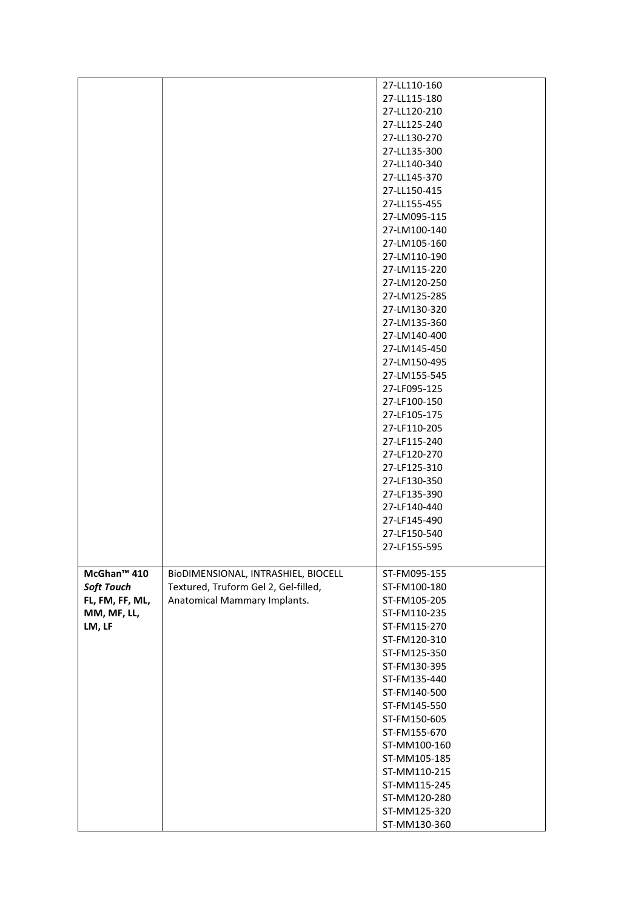| | | |
|---|---|---|
| | | 27-LL110-160<br>27-LL115-180<br>27-LL120-210<br>27-LL125-240<br>27-LL130-270<br>27-LL135-300<br>27-LL140-340<br>27-LL145-370<br>27-LL150-415<br>27-LL155-455<br>27-LM095-115<br>27-LM100-140<br>27-LM105-160<br>27-LM110-190<br>27-LM115-220<br>27-LM120-250<br>27-LM125-285<br>27-LM130-320<br>27-LM135-360<br>27-LM140-400<br>27-LM145-450<br>27-LM150-495<br>27-LM155-545<br>27-LF095-125<br>27-LF100-150<br>27-LF105-175<br>27-LF110-205<br>27-LF115-240<br>27-LF120-270<br>27-LF125-310<br>27-LF130-350<br>27-LF135-390<br>27-LF140-440<br>27-LF145-490<br>27-LF150-540<br>27-LF155-595 |
| **McGhan™ 410** ***Soft Touch*** **FL, FM, FF, ML, MM, MF, LL, LM, LF** | BioDIMENSIONAL, INTRASHIEL, BIOCELL Textured, Truform Gel 2, Gel-filled, Anatomical Mammary Implants. | ST-FM095-155<br>ST-FM100-180<br>ST-FM105-205<br>ST-FM110-235<br>ST-FM115-270<br>ST-FM120-310<br>ST-FM125-350<br>ST-FM130-395<br>ST-FM135-440<br>ST-FM140-500<br>ST-FM145-550<br>ST-FM150-605<br>ST-FM155-670<br>ST-MM100-160<br>ST-MM105-185<br>ST-MM110-215<br>ST-MM115-245<br>ST-MM120-280<br>ST-MM125-320<br>ST-MM130-360 |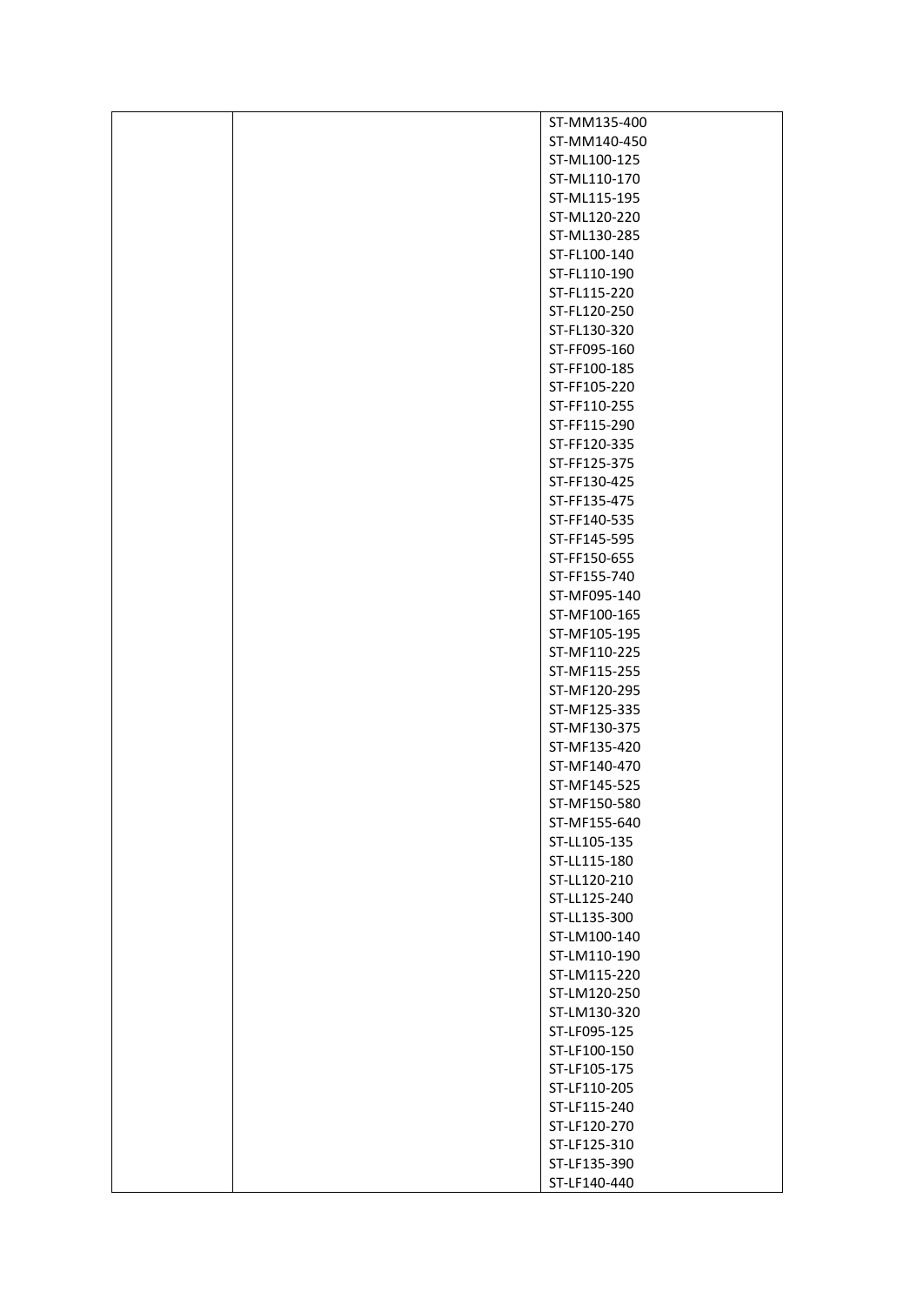| | | |
|---|---|---|
| | | ST-MM135-400<br>ST-MM140-450<br>ST-ML100-125<br>ST-ML110-170<br>ST-ML115-195<br>ST-ML120-220<br>ST-ML130-285<br>ST-FL100-140<br>ST-FL110-190<br>ST-FL115-220<br>ST-FL120-250<br>ST-FL130-320<br>ST-FF095-160<br>ST-FF100-185<br>ST-FF105-220<br>ST-FF110-255<br>ST-FF115-290<br>ST-FF120-335<br>ST-FF125-375<br>ST-FF130-425<br>ST-FF135-475<br>ST-FF140-535<br>ST-FF145-595<br>ST-FF150-655<br>ST-FF155-740<br>ST-MF095-140<br>ST-MF100-165<br>ST-MF105-195<br>ST-MF110-225<br>ST-MF115-255<br>ST-MF120-295<br>ST-MF125-335<br>ST-MF130-375<br>ST-MF135-420<br>ST-MF140-470<br>ST-MF145-525<br>ST-MF150-580<br>ST-MF155-640<br>ST-LL105-135<br>ST-LL115-180<br>ST-LL120-210<br>ST-LL125-240<br>ST-LL135-300<br>ST-LM100-140<br>ST-LM110-190<br>ST-LM115-220<br>ST-LM120-250<br>ST-LM130-320<br>ST-LF095-125<br>ST-LF100-150<br>ST-LF105-175<br>ST-LF110-205<br>ST-LF115-240<br>ST-LF120-270<br>ST-LF125-310<br>ST-LF135-390<br>ST-LF140-440 |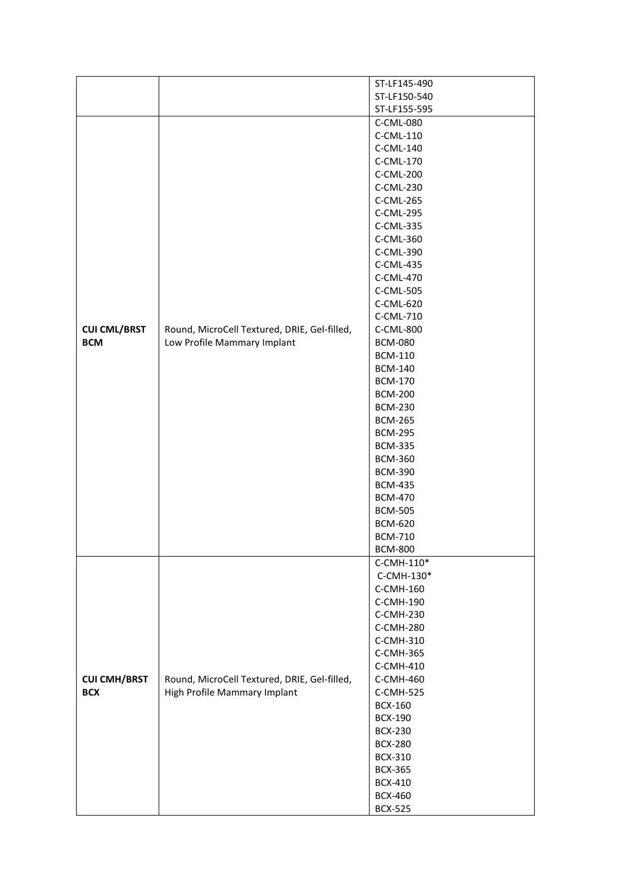| | | |
|---|---|---|
| | | ST-LF145-490<br>ST-LF150-540<br>ST-LF155-595 |
| **CUI CML/BRST BCM** | Round, MicroCell Textured, DRIE, Gel-filled, Low Profile Mammary Implant | C-CML-080<br>C-CML-110<br>C-CML-140<br>C-CML-170<br>C-CML-200<br>C-CML-230<br>C-CML-265<br>C-CML-295<br>C-CML-335<br>C-CML-360<br>C-CML-390<br>C-CML-435<br>C-CML-470<br>C-CML-505<br>C-CML-620<br>C-CML-710<br>C-CML-800<br>BCM-080<br>BCM-110<br>BCM-140<br>BCM-170<br>BCM-200<br>BCM-230<br>BCM-265<br>BCM-295<br>BCM-335<br>BCM-360<br>BCM-390<br>BCM-435<br>BCM-470<br>BCM-505<br>BCM-620<br>BCM-710<br>BCM-800 |
| **CUI CMH/BRST BCX** | Round, MicroCell Textured, DRIE, Gel-filled, High Profile Mammary Implant | C-CMH-110*<br>C-CMH-130*<br>C-CMH-160<br>C-CMH-190<br>C-CMH-230<br>C-CMH-280<br>C-CMH-310<br>C-CMH-365<br>C-CMH-410<br>C-CMH-460<br>C-CMH-525<br>BCX-160<br>BCX-190<br>BCX-230<br>BCX-280<br>BCX-310<br>BCX-365<br>BCX-410<br>BCX-460<br>BCX-525 |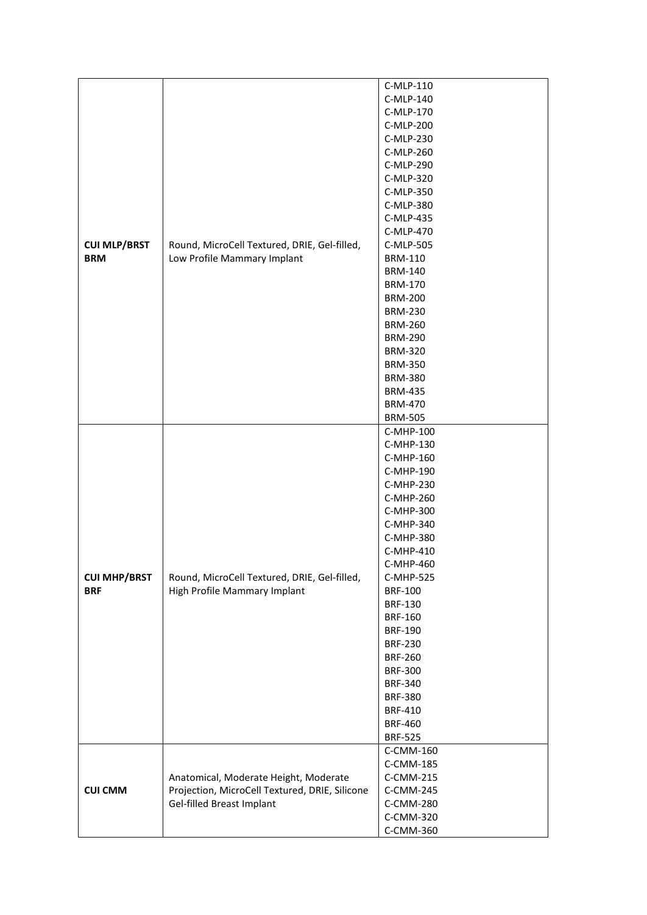| | | |
|---|---|---|
| **CUI MLP/BRST BRM** | Round, MicroCell Textured, DRIE, Gel-filled, Low Profile Mammary Implant | C-MLP-110<br>C-MLP-140<br>C-MLP-170<br>C-MLP-200<br>C-MLP-230<br>C-MLP-260<br>C-MLP-290<br>C-MLP-320<br>C-MLP-350<br>C-MLP-380<br>C-MLP-435<br>C-MLP-470<br>C-MLP-505<br>BRM-110<br>BRM-140<br>BRM-170<br>BRM-200<br>BRM-230<br>BRM-260<br>BRM-290<br>BRM-320<br>BRM-350<br>BRM-380<br>BRM-435<br>BRM-470<br>BRM-505 |
| **CUI MHP/BRST BRF** | Round, MicroCell Textured, DRIE, Gel-filled, High Profile Mammary Implant | C-MHP-100<br>C-MHP-130<br>C-MHP-160<br>C-MHP-190<br>C-MHP-230<br>C-MHP-260<br>C-MHP-300<br>C-MHP-340<br>C-MHP-380<br>C-MHP-410<br>C-MHP-460<br>C-MHP-525<br>BRF-100<br>BRF-130<br>BRF-160<br>BRF-190<br>BRF-230<br>BRF-260<br>BRF-300<br>BRF-340<br>BRF-380<br>BRF-410<br>BRF-460<br>BRF-525 |
| **CUI CMM** | Anatomical, Moderate Height, Moderate Projection, MicroCell Textured, DRIE, Silicone Gel-filled Breast Implant | C-CMM-160<br>C-CMM-185<br>C-CMM-215<br>C-CMM-245<br>C-CMM-280<br>C-CMM-320<br>C-CMM-360 |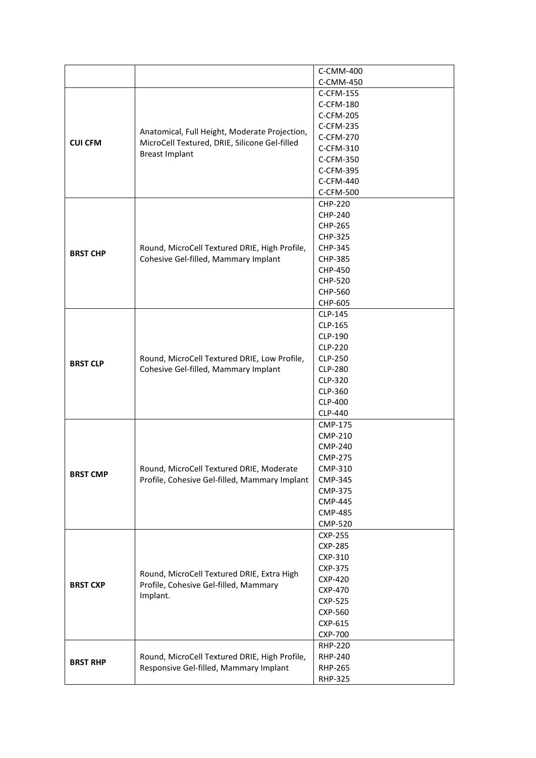| | | |
|---|---|---|
| | | C-CMM-400<br>C-CMM-450 |
| **CUI CFM** | Anatomical, Full Height, Moderate Projection, MicroCell Textured, DRIE, Silicone Gel-filled Breast Implant | C-CFM-155<br>C-CFM-180<br>C-CFM-205<br>C-CFM-235<br>C-CFM-270<br>C-CFM-310<br>C-CFM-350<br>C-CFM-395<br>C-CFM-440<br>C-CFM-500 |
| **BRST CHP** | Round, MicroCell Textured DRIE, High Profile, Cohesive Gel-filled, Mammary Implant | CHP-220<br>CHP-240<br>CHP-265<br>CHP-325<br>CHP-345<br>CHP-385<br>CHP-450<br>CHP-520<br>CHP-560<br>CHP-605 |
| **BRST CLP** | Round, MicroCell Textured DRIE, Low Profile, Cohesive Gel-filled, Mammary Implant | CLP-145<br>CLP-165<br>CLP-190<br>CLP-220<br>CLP-250<br>CLP-280<br>CLP-320<br>CLP-360<br>CLP-400<br>CLP-440 |
| **BRST CMP** | Round, MicroCell Textured DRIE, Moderate Profile, Cohesive Gel-filled, Mammary Implant | CMP-175<br>CMP-210<br>CMP-240<br>CMP-275<br>CMP-310<br>CMP-345<br>CMP-375<br>CMP-445<br>CMP-485<br>CMP-520 |
| **BRST CXP** | Round, MicroCell Textured DRIE, Extra High Profile, Cohesive Gel-filled, Mammary Implant. | CXP-255<br>CXP-285<br>CXP-310<br>CXP-375<br>CXP-420<br>CXP-470<br>CXP-525<br>CXP-560<br>CXP-615<br>CXP-700 |
| **BRST RHP** | Round, MicroCell Textured DRIE, High Profile, Responsive Gel-filled, Mammary Implant | RHP-220<br>RHP-240<br>RHP-265<br>RHP-325 |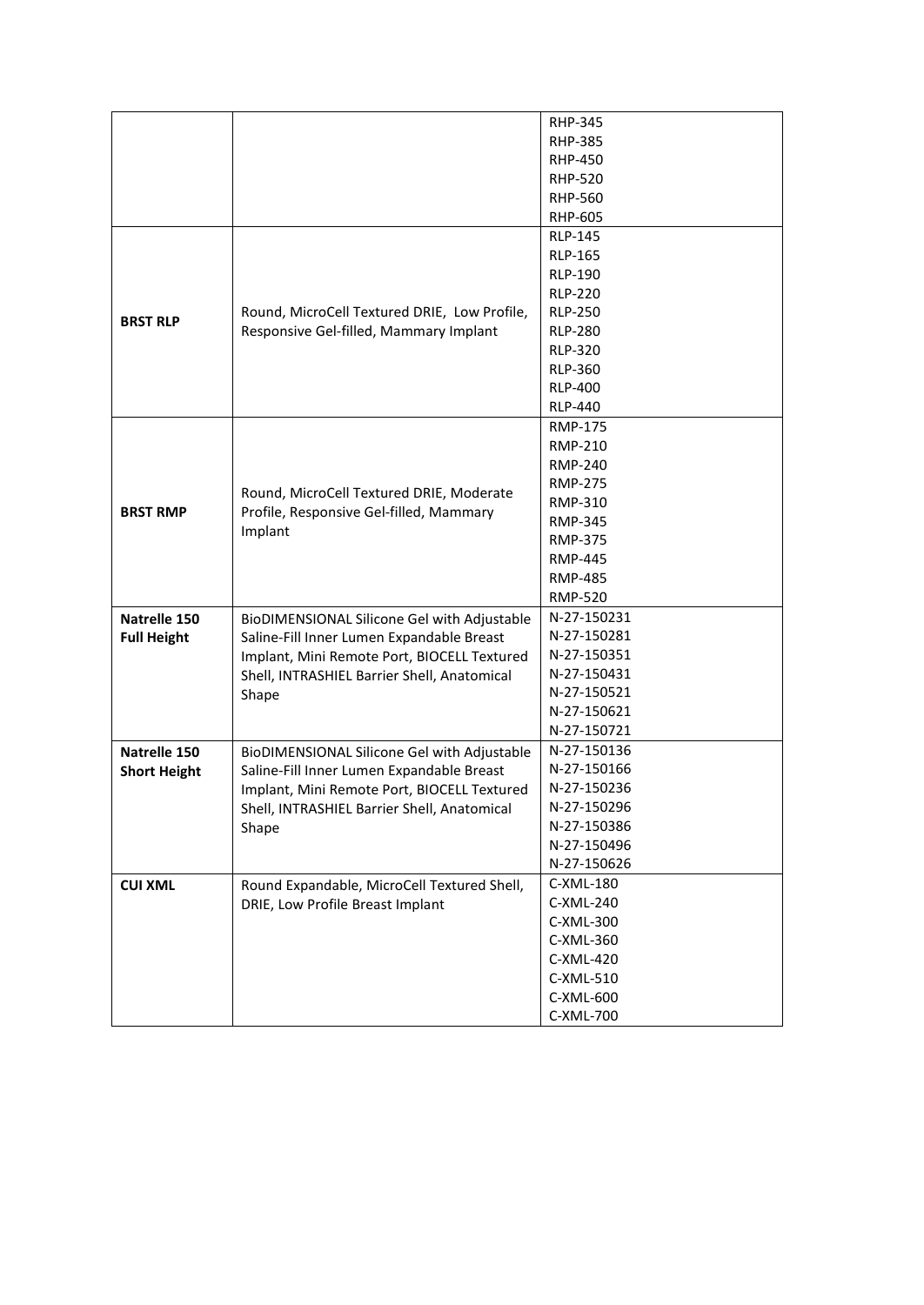| | | |
|---|---|---|
| | | RHP-345<br>RHP-385<br>RHP-450<br>RHP-520<br>RHP-560<br>RHP-605 |
| **BRST RLP** | Round, MicroCell Textured DRIE, Low Profile, Responsive Gel-filled, Mammary Implant | RLP-145<br>RLP-165<br>RLP-190<br>RLP-220<br>RLP-250<br>RLP-280<br>RLP-320<br>RLP-360<br>RLP-400<br>RLP-440 |
| **BRST RMP** | Round, MicroCell Textured DRIE, Moderate Profile, Responsive Gel-filled, Mammary Implant | RMP-175<br>RMP-210<br>RMP-240<br>RMP-275<br>RMP-310<br>RMP-345<br>RMP-375<br>RMP-445<br>RMP-485<br>RMP-520 |
| **Natrelle 150 Full Height** | BioDIMENSIONAL Silicone Gel with Adjustable Saline-Fill Inner Lumen Expandable Breast Implant, Mini Remote Port, BIOCELL Textured Shell, INTRASHIEL Barrier Shell, Anatomical Shape | N-27-150231<br>N-27-150281<br>N-27-150351<br>N-27-150431<br>N-27-150521<br>N-27-150621<br>N-27-150721 |
| **Natrelle 150 Short Height** | BioDIMENSIONAL Silicone Gel with Adjustable Saline-Fill Inner Lumen Expandable Breast Implant, Mini Remote Port, BIOCELL Textured Shell, INTRASHIEL Barrier Shell, Anatomical Shape | N-27-150136<br>N-27-150166<br>N-27-150236<br>N-27-150296<br>N-27-150386<br>N-27-150496<br>N-27-150626 |
| **CUI XML** | Round Expandable, MicroCell Textured Shell, DRIE, Low Profile Breast Implant | C-XML-180<br>C-XML-240<br>C-XML-300<br>C-XML-360<br>C-XML-420<br>C-XML-510<br>C-XML-600<br>C-XML-700 |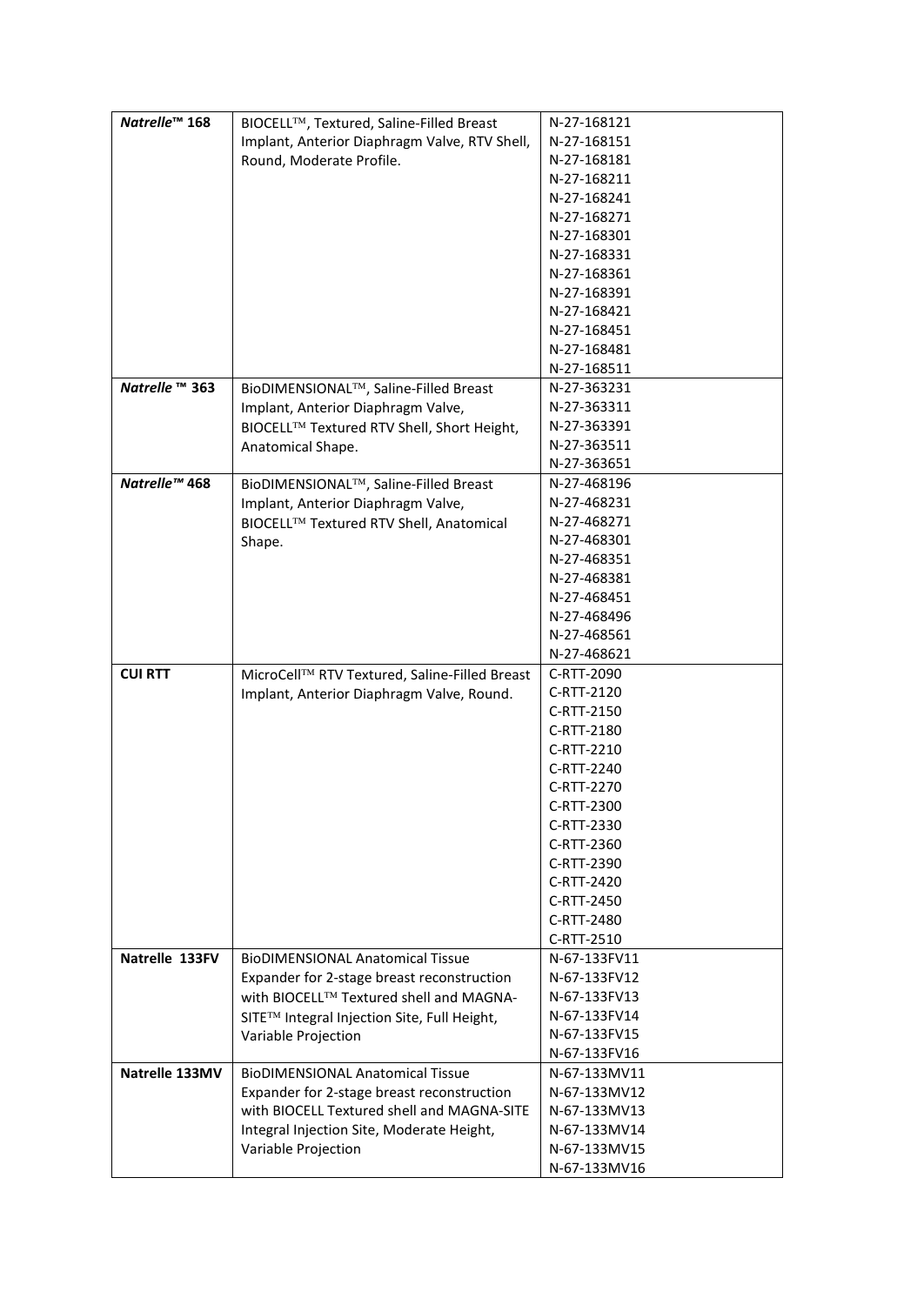| | | |
|---|---|---|
| ***Natrelle™ 168*** | BIOCELL™, Textured, Saline-Filled Breast Implant, Anterior Diaphragm Valve, RTV Shell, Round, Moderate Profile. | N-27-168121<br>N-27-168151<br>N-27-168181<br>N-27-168211<br>N-27-168241<br>N-27-168271<br>N-27-168301<br>N-27-168331<br>N-27-168361<br>N-27-168391<br>N-27-168421<br>N-27-168451<br>N-27-168481<br>N-27-168511 |
| ***Natrelle ™ 363*** | BioDIMENSIONAL™, Saline-Filled Breast Implant, Anterior Diaphragm Valve, BIOCELL™ Textured RTV Shell, Short Height, Anatomical Shape. | N-27-363231<br>N-27-363311<br>N-27-363391<br>N-27-363511<br>N-27-363651 |
| ***Natrelle™ 468*** | BioDIMENSIONAL™, Saline-Filled Breast Implant, Anterior Diaphragm Valve, BIOCELL™ Textured RTV Shell, Anatomical Shape. | N-27-468196<br>N-27-468231<br>N-27-468271<br>N-27-468301<br>N-27-468351<br>N-27-468381<br>N-27-468451<br>N-27-468496<br>N-27-468561<br>N-27-468621 |
| **CUI RTT** | MicroCell™ RTV Textured, Saline-Filled Breast Implant, Anterior Diaphragm Valve, Round. | C-RTT-2090<br>C-RTT-2120<br>C-RTT-2150<br>C-RTT-2180<br>C-RTT-2210<br>C-RTT-2240<br>C-RTT-2270<br>C-RTT-2300<br>C-RTT-2330<br>C-RTT-2360<br>C-RTT-2390<br>C-RTT-2420<br>C-RTT-2450<br>C-RTT-2480<br>C-RTT-2510 |
| **Natrelle 133FV** | BioDIMENSIONAL Anatomical Tissue Expander for 2-stage breast reconstruction with BIOCELL™ Textured shell and MAGNA-SITE™ Integral Injection Site, Full Height, Variable Projection | N-67-133FV11<br>N-67-133FV12<br>N-67-133FV13<br>N-67-133FV14<br>N-67-133FV15<br>N-67-133FV16 |
| **Natrelle 133MV** | BioDIMENSIONAL Anatomical Tissue Expander for 2-stage breast reconstruction with BIOCELL Textured shell and MAGNA-SITE Integral Injection Site, Moderate Height, Variable Projection | N-67-133MV11<br>N-67-133MV12<br>N-67-133MV13<br>N-67-133MV14<br>N-67-133MV15<br>N-67-133MV16 |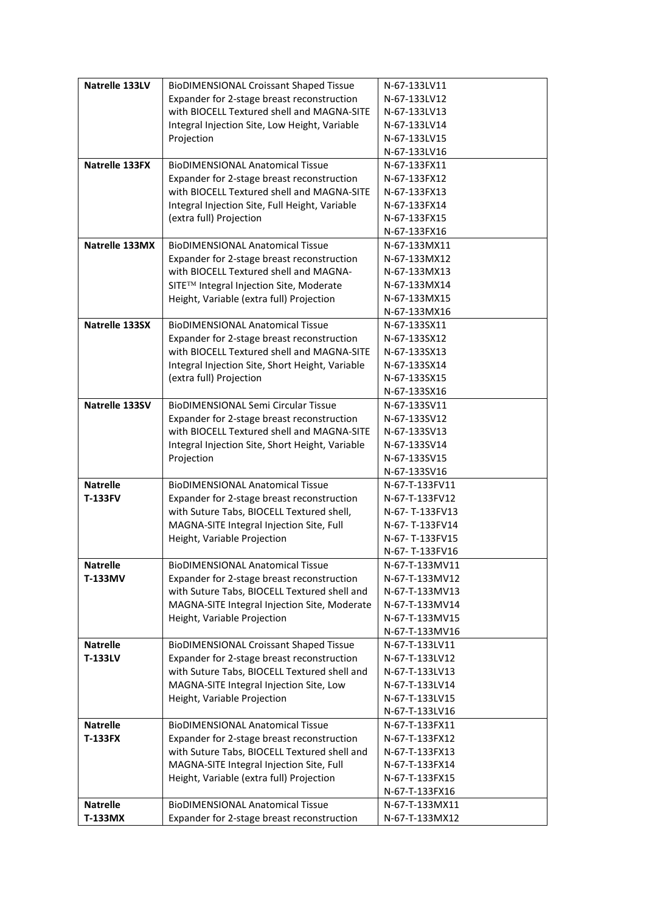| Natrelle 133LV | BioDIMENSIONAL Croissant Shaped Tissue Expander for 2-stage breast reconstruction with BIOCELL Textured shell and MAGNA-SITE Integral Injection Site, Low Height, Variable Projection | N-67-133LV11<br>N-67-133LV12<br>N-67-133LV13<br>N-67-133LV14<br>N-67-133LV15<br>N-67-133LV16 |
|---|---|---|
| **Natrelle 133FX** | BioDIMENSIONAL Anatomical Tissue Expander for 2-stage breast reconstruction with BIOCELL Textured shell and MAGNA-SITE Integral Injection Site, Full Height, Variable (extra full) Projection | N-67-133FX11<br>N-67-133FX12<br>N-67-133FX13<br>N-67-133FX14<br>N-67-133FX15<br>N-67-133FX16 |
| **Natrelle 133MX** | BioDIMENSIONAL Anatomical Tissue Expander for 2-stage breast reconstruction with BIOCELL Textured shell and MAGNA-SITE™ Integral Injection Site, Moderate Height, Variable (extra full) Projection | N-67-133MX11<br>N-67-133MX12<br>N-67-133MX13<br>N-67-133MX14<br>N-67-133MX15<br>N-67-133MX16 |
| **Natrelle 133SX** | BioDIMENSIONAL Anatomical Tissue Expander for 2-stage breast reconstruction with BIOCELL Textured shell and MAGNA-SITE Integral Injection Site, Short Height, Variable (extra full) Projection | N-67-133SX11<br>N-67-133SX12<br>N-67-133SX13<br>N-67-133SX14<br>N-67-133SX15<br>N-67-133SX16 |
| **Natrelle 133SV** | BioDIMENSIONAL Semi Circular Tissue Expander for 2-stage breast reconstruction with BIOCELL Textured shell and MAGNA-SITE Integral Injection Site, Short Height, Variable Projection | N-67-133SV11<br>N-67-133SV12<br>N-67-133SV13<br>N-67-133SV14<br>N-67-133SV15<br>N-67-133SV16 |
| **Natrelle T-133FV** | BioDIMENSIONAL Anatomical Tissue Expander for 2-stage breast reconstruction with Suture Tabs, BIOCELL Textured shell, MAGNA-SITE Integral Injection Site, Full Height, Variable Projection | N-67-T-133FV11<br>N-67-T-133FV12<br>N-67- T-133FV13<br>N-67- T-133FV14<br>N-67- T-133FV15<br>N-67- T-133FV16 |
| **Natrelle T-133MV** | BioDIMENSIONAL Anatomical Tissue Expander for 2-stage breast reconstruction with Suture Tabs, BIOCELL Textured shell and MAGNA-SITE Integral Injection Site, Moderate Height, Variable Projection | N-67-T-133MV11<br>N-67-T-133MV12<br>N-67-T-133MV13<br>N-67-T-133MV14<br>N-67-T-133MV15<br>N-67-T-133MV16 |
| **Natrelle T-133LV** | BioDIMENSIONAL Croissant Shaped Tissue Expander for 2-stage breast reconstruction with Suture Tabs, BIOCELL Textured shell and MAGNA-SITE Integral Injection Site, Low Height, Variable Projection | N-67-T-133LV11<br>N-67-T-133LV12<br>N-67-T-133LV13<br>N-67-T-133LV14<br>N-67-T-133LV15<br>N-67-T-133LV16 |
| **Natrelle T-133FX** | BioDIMENSIONAL Anatomical Tissue Expander for 2-stage breast reconstruction with Suture Tabs, BIOCELL Textured shell and MAGNA-SITE Integral Injection Site, Full Height, Variable (extra full) Projection | N-67-T-133FX11<br>N-67-T-133FX12<br>N-67-T-133FX13<br>N-67-T-133FX14<br>N-67-T-133FX15<br>N-67-T-133FX16 |
| **Natrelle T-133MX** | BioDIMENSIONAL Anatomical Tissue Expander for 2-stage breast reconstruction | N-67-T-133MX11<br>N-67-T-133MX12 |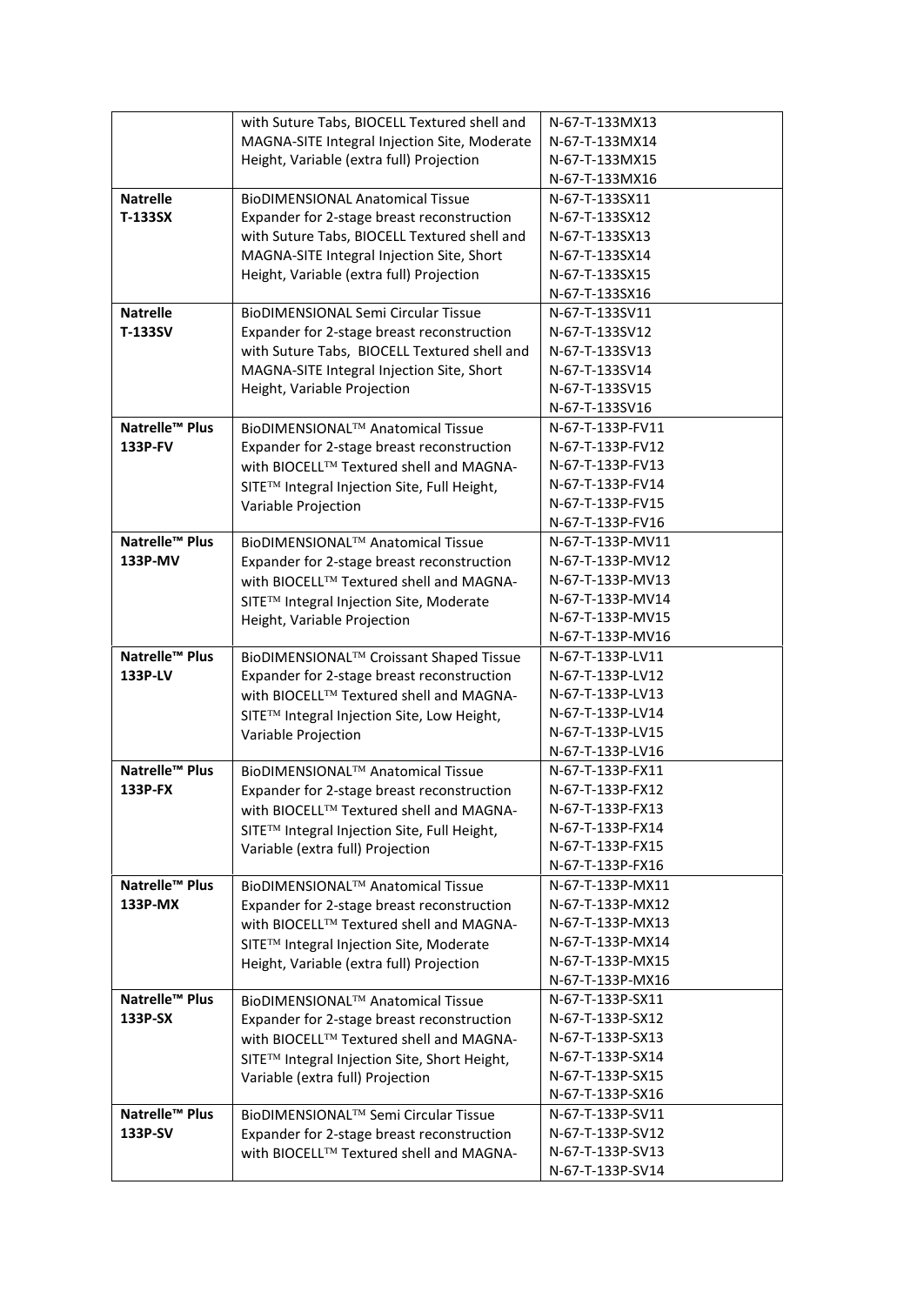| | | |
|---|---|---|
| | with Suture Tabs, BIOCELL Textured shell and MAGNA-SITE Integral Injection Site, Moderate Height, Variable (extra full) Projection | N-67-T-133MX13<br>N-67-T-133MX14<br>N-67-T-133MX15<br>N-67-T-133MX16 |
| **Natrelle T-133SX** | BioDIMENSIONAL Anatomical Tissue Expander for 2-stage breast reconstruction with Suture Tabs, BIOCELL Textured shell and MAGNA-SITE Integral Injection Site, Short Height, Variable (extra full) Projection | N-67-T-133SX11<br>N-67-T-133SX12<br>N-67-T-133SX13<br>N-67-T-133SX14<br>N-67-T-133SX15<br>N-67-T-133SX16 |
| **Natrelle T-133SV** | BioDIMENSIONAL Semi Circular Tissue Expander for 2-stage breast reconstruction with Suture Tabs, BIOCELL Textured shell and MAGNA-SITE Integral Injection Site, Short Height, Variable Projection | N-67-T-133SV11<br>N-67-T-133SV12<br>N-67-T-133SV13<br>N-67-T-133SV14<br>N-67-T-133SV15<br>N-67-T-133SV16 |
| **Natrelle™ Plus 133P-FV** | BioDIMENSIONAL™ Anatomical Tissue Expander for 2-stage breast reconstruction with BIOCELL™ Textured shell and MAGNA-SITE™ Integral Injection Site, Full Height, Variable Projection | N-67-T-133P-FV11<br>N-67-T-133P-FV12<br>N-67-T-133P-FV13<br>N-67-T-133P-FV14<br>N-67-T-133P-FV15<br>N-67-T-133P-FV16 |
| **Natrelle™ Plus 133P-MV** | BioDIMENSIONAL™ Anatomical Tissue Expander for 2-stage breast reconstruction with BIOCELL™ Textured shell and MAGNA-SITE™ Integral Injection Site, Moderate Height, Variable Projection | N-67-T-133P-MV11<br>N-67-T-133P-MV12<br>N-67-T-133P-MV13<br>N-67-T-133P-MV14<br>N-67-T-133P-MV15<br>N-67-T-133P-MV16 |
| **Natrelle™ Plus 133P-LV** | BioDIMENSIONAL™ Croissant Shaped Tissue Expander for 2-stage breast reconstruction with BIOCELL™ Textured shell and MAGNA-SITE™ Integral Injection Site, Low Height, Variable Projection | N-67-T-133P-LV11<br>N-67-T-133P-LV12<br>N-67-T-133P-LV13<br>N-67-T-133P-LV14<br>N-67-T-133P-LV15<br>N-67-T-133P-LV16 |
| **Natrelle™ Plus 133P-FX** | BioDIMENSIONAL™ Anatomical Tissue Expander for 2-stage breast reconstruction with BIOCELL™ Textured shell and MAGNA-SITE™ Integral Injection Site, Full Height, Variable (extra full) Projection | N-67-T-133P-FX11<br>N-67-T-133P-FX12<br>N-67-T-133P-FX13<br>N-67-T-133P-FX14<br>N-67-T-133P-FX15<br>N-67-T-133P-FX16 |
| **Natrelle™ Plus 133P-MX** | BioDIMENSIONAL™ Anatomical Tissue Expander for 2-stage breast reconstruction with BIOCELL™ Textured shell and MAGNA-SITE™ Integral Injection Site, Moderate Height, Variable (extra full) Projection | N-67-T-133P-MX11<br>N-67-T-133P-MX12<br>N-67-T-133P-MX13<br>N-67-T-133P-MX14<br>N-67-T-133P-MX15<br>N-67-T-133P-MX16 |
| **Natrelle™ Plus 133P-SX** | BioDIMENSIONAL™ Anatomical Tissue Expander for 2-stage breast reconstruction with BIOCELL™ Textured shell and MAGNA-SITE™ Integral Injection Site, Short Height, Variable (extra full) Projection | N-67-T-133P-SX11<br>N-67-T-133P-SX12<br>N-67-T-133P-SX13<br>N-67-T-133P-SX14<br>N-67-T-133P-SX15<br>N-67-T-133P-SX16 |
| **Natrelle™ Plus 133P-SV** | BioDIMENSIONAL™ Semi Circular Tissue Expander for 2-stage breast reconstruction with BIOCELL™ Textured shell and MAGNA- | N-67-T-133P-SV11<br>N-67-T-133P-SV12<br>N-67-T-133P-SV13<br>N-67-T-133P-SV14 |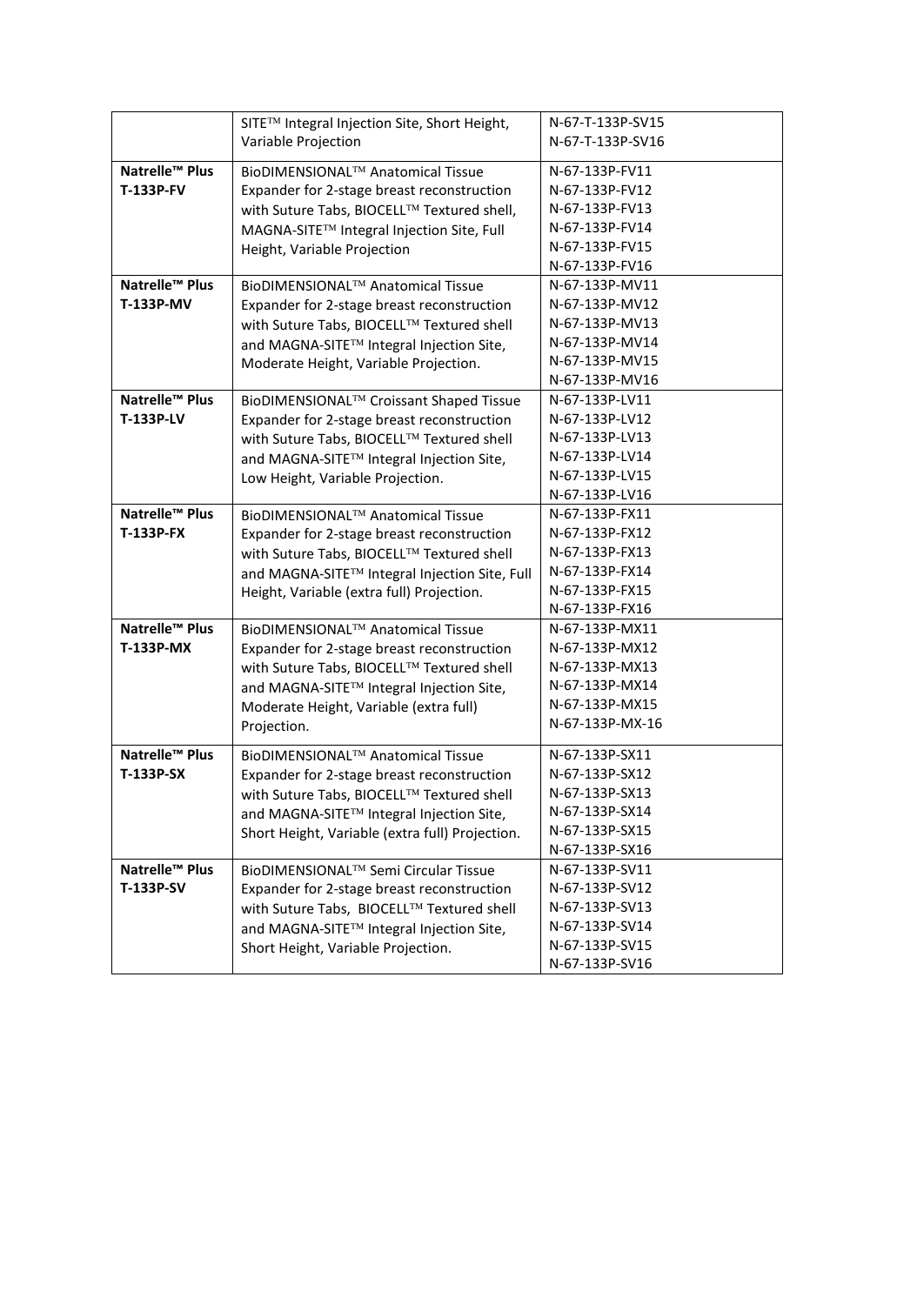| | | |
|---|---|---|
| | SITE™ Integral Injection Site, Short Height, Variable Projection | N-67-T-133P-SV15<br>N-67-T-133P-SV16 |
| **Natrelle™ Plus T-133P-FV** | BioDIMENSIONAL™ Anatomical Tissue Expander for 2-stage breast reconstruction with Suture Tabs, BIOCELL™ Textured shell, MAGNA-SITE™ Integral Injection Site, Full Height, Variable Projection | N-67-133P-FV11<br>N-67-133P-FV12<br>N-67-133P-FV13<br>N-67-133P-FV14<br>N-67-133P-FV15<br>N-67-133P-FV16 |
| **Natrelle™ Plus T-133P-MV** | BioDIMENSIONAL™ Anatomical Tissue Expander for 2-stage breast reconstruction with Suture Tabs, BIOCELL™ Textured shell and MAGNA-SITE™ Integral Injection Site, Moderate Height, Variable Projection. | N-67-133P-MV11<br>N-67-133P-MV12<br>N-67-133P-MV13<br>N-67-133P-MV14<br>N-67-133P-MV15<br>N-67-133P-MV16 |
| **Natrelle™ Plus T-133P-LV** | BioDIMENSIONAL™ Croissant Shaped Tissue Expander for 2-stage breast reconstruction with Suture Tabs, BIOCELL™ Textured shell and MAGNA-SITE™ Integral Injection Site, Low Height, Variable Projection. | N-67-133P-LV11<br>N-67-133P-LV12<br>N-67-133P-LV13<br>N-67-133P-LV14<br>N-67-133P-LV15<br>N-67-133P-LV16 |
| **Natrelle™ Plus T-133P-FX** | BioDIMENSIONAL™ Anatomical Tissue Expander for 2-stage breast reconstruction with Suture Tabs, BIOCELL™ Textured shell and MAGNA-SITE™ Integral Injection Site, Full Height, Variable (extra full) Projection. | N-67-133P-FX11<br>N-67-133P-FX12<br>N-67-133P-FX13<br>N-67-133P-FX14<br>N-67-133P-FX15<br>N-67-133P-FX16 |
| **Natrelle™ Plus T-133P-MX** | BioDIMENSIONAL™ Anatomical Tissue Expander for 2-stage breast reconstruction with Suture Tabs, BIOCELL™ Textured shell and MAGNA-SITE™ Integral Injection Site, Moderate Height, Variable (extra full) Projection. | N-67-133P-MX11<br>N-67-133P-MX12<br>N-67-133P-MX13<br>N-67-133P-MX14<br>N-67-133P-MX15<br>N-67-133P-MX-16 |
| **Natrelle™ Plus T-133P-SX** | BioDIMENSIONAL™ Anatomical Tissue Expander for 2-stage breast reconstruction with Suture Tabs, BIOCELL™ Textured shell and MAGNA-SITE™ Integral Injection Site, Short Height, Variable (extra full) Projection. | N-67-133P-SX11<br>N-67-133P-SX12<br>N-67-133P-SX13<br>N-67-133P-SX14<br>N-67-133P-SX15<br>N-67-133P-SX16 |
| **Natrelle™ Plus T-133P-SV** | BioDIMENSIONAL™ Semi Circular Tissue Expander for 2-stage breast reconstruction with Suture Tabs, BIOCELL™ Textured shell and MAGNA-SITE™ Integral Injection Site, Short Height, Variable Projection. | N-67-133P-SV11<br>N-67-133P-SV12<br>N-67-133P-SV13<br>N-67-133P-SV14<br>N-67-133P-SV15<br>N-67-133P-SV16 |